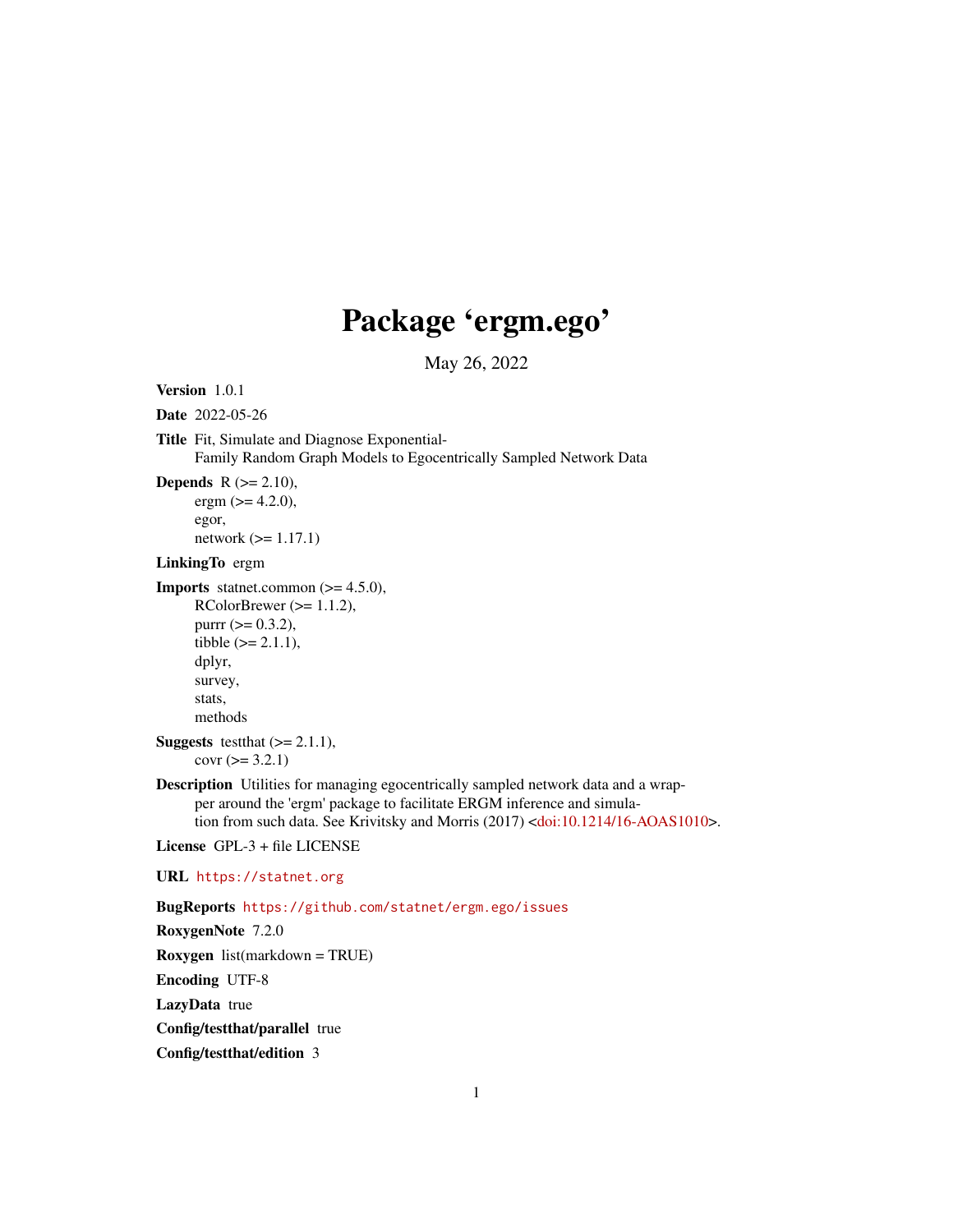# Package 'ergm.ego'

May 26, 2022

**Version** 1.0.1

**Date** 2022-05-26

**Title** Fit, Simulate and Diagnose Exponential-Family Random Graph Models to Egocentrically Sampled Network Data

**Depends** R (>= 2.10), ergm (>= 4.2.0), egor, network (>= 1.17.1)

**LinkingTo** ergm

**Imports** statnet.common (>= 4.5.0), RColorBrewer (>= 1.1.2), purrr (>= 0.3.2), tibble (>= 2.1.1), dplyr, survey, stats, methods

**Suggests** testthat (>= 2.1.1), covr (>= 3.2.1)

**Description** Utilities for managing egocentrically sampled network data and a wrapper around the 'ergm' package to facilitate ERGM inference and simulation from such data. See Krivitsky and Morris (2017) <doi:10.1214/16-AOAS1010>.

**License** GPL-3 + file LICENSE

**URL** https://statnet.org

**BugReports** https://github.com/statnet/ergm.ego/issues

**RoxygenNote** 7.2.0

**Roxygen** list(markdown = TRUE)

**Encoding** UTF-8

**LazyData** true

**Config/testthat/parallel** true

**Config/testthat/edition** 3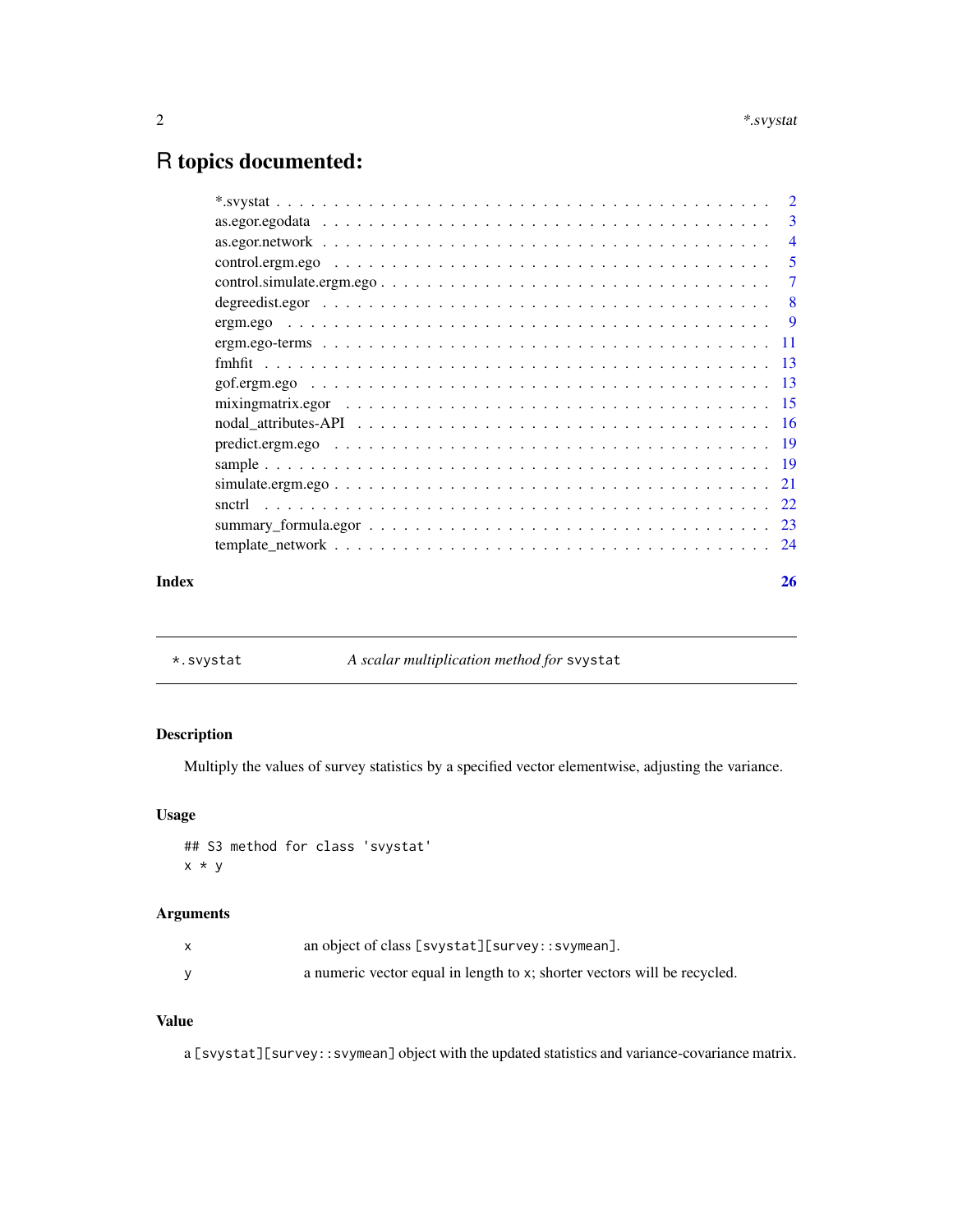# R topics documented:

| | |
|---|---|
| *.svystat | 2 |
| as.egor.egodata | 3 |
| as.egor.network | 4 |
| control.ergm.ego | 5 |
| control.simulate.ergm.ego | 7 |
| degreedist.egor | 8 |
| ergm.ego | 9 |
| ergm.ego-terms | 11 |
| fmhfit | 13 |
| gof.ergm.ego | 13 |
| mixingmatrix.egor | 15 |
| nodal_attributes-API | 16 |
| predict.ergm.ego | 19 |
| sample | 19 |
| simulate.ergm.ego | 21 |
| snctrl | 22 |
| summary_formula.egor | 23 |
| template_network | 24 |

**Index** **26**

---

`*.svystat` *A scalar multiplication method for* `svystat`

---

### Description

Multiply the values of survey statistics by a specified vector elementwise, adjusting the variance.

### Usage

```
## S3 method for class 'svystat'
x * y
```

### Arguments

| | |
|---|---|
| `x` | an object of class `[svystat][survey::svymean]`. |
| `y` | a numeric vector equal in length to `x`; shorter vectors will be recycled. |

### Value

a `[svystat][survey::svymean]` object with the updated statistics and variance-covariance matrix.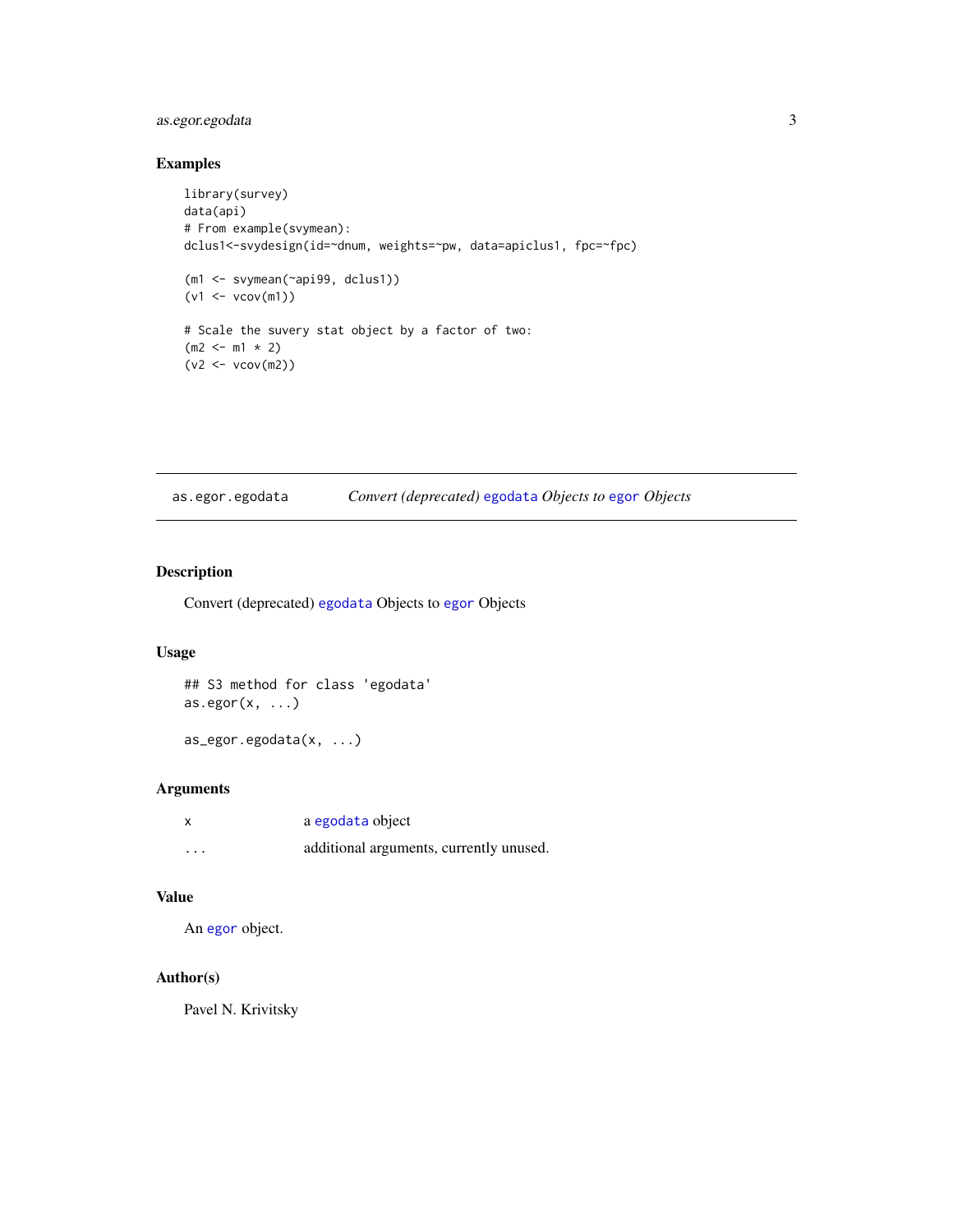## Examples

```
library(survey)
data(api)
# From example(svymean):
dclus1<-svydesign(id=~dnum, weights=~pw, data=apiclus1, fpc=~fpc)

(m1 <- svymean(~api99, dclus1))
(v1 <- vcov(m1))

# Scale the suvery stat object by a factor of two:
(m2 <- m1 * 2)
(v2 <- vcov(m2))
```

---

# as.egor.egodata — *Convert (deprecated) egodata Objects to egor Objects*

---

## Description

Convert (deprecated) egodata Objects to egor Objects

## Usage

```
## S3 method for class 'egodata'
as.egor(x, ...)

as_egor.egodata(x, ...)
```

## Arguments

| | |
|---|---|
| x | a egodata object |
| ... | additional arguments, currently unused. |

## Value

An egor object.

## Author(s)

Pavel N. Krivitsky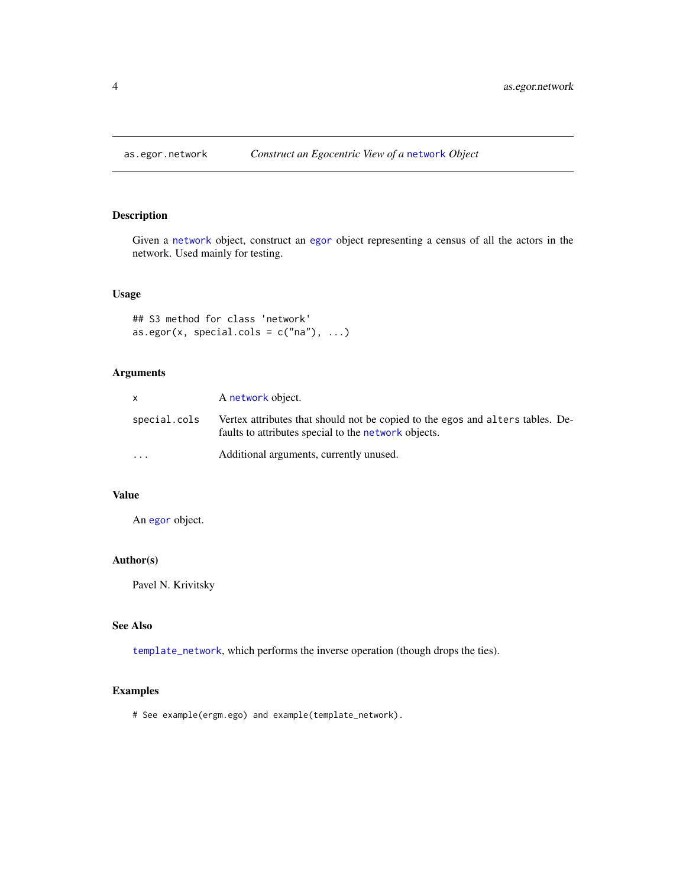as.egor.network *Construct an Egocentric View of a* `network` *Object*

## Description

Given a `network` object, construct an `egor` object representing a census of all the actors in the network. Used mainly for testing.

## Usage

```
## S3 method for class 'network'
as.egor(x, special.cols = c("na"), ...)
```

## Arguments

| | |
|---|---|
| x | A `network` object. |
| special.cols | Vertex attributes that should not be copied to the egos and alters tables. Defaults to attributes special to the `network` objects. |
| ... | Additional arguments, currently unused. |

## Value

An `egor` object.

## Author(s)

Pavel N. Krivitsky

## See Also

`template_network`, which performs the inverse operation (though drops the ties).

## Examples

```
# See example(ergm.ego) and example(template_network).
```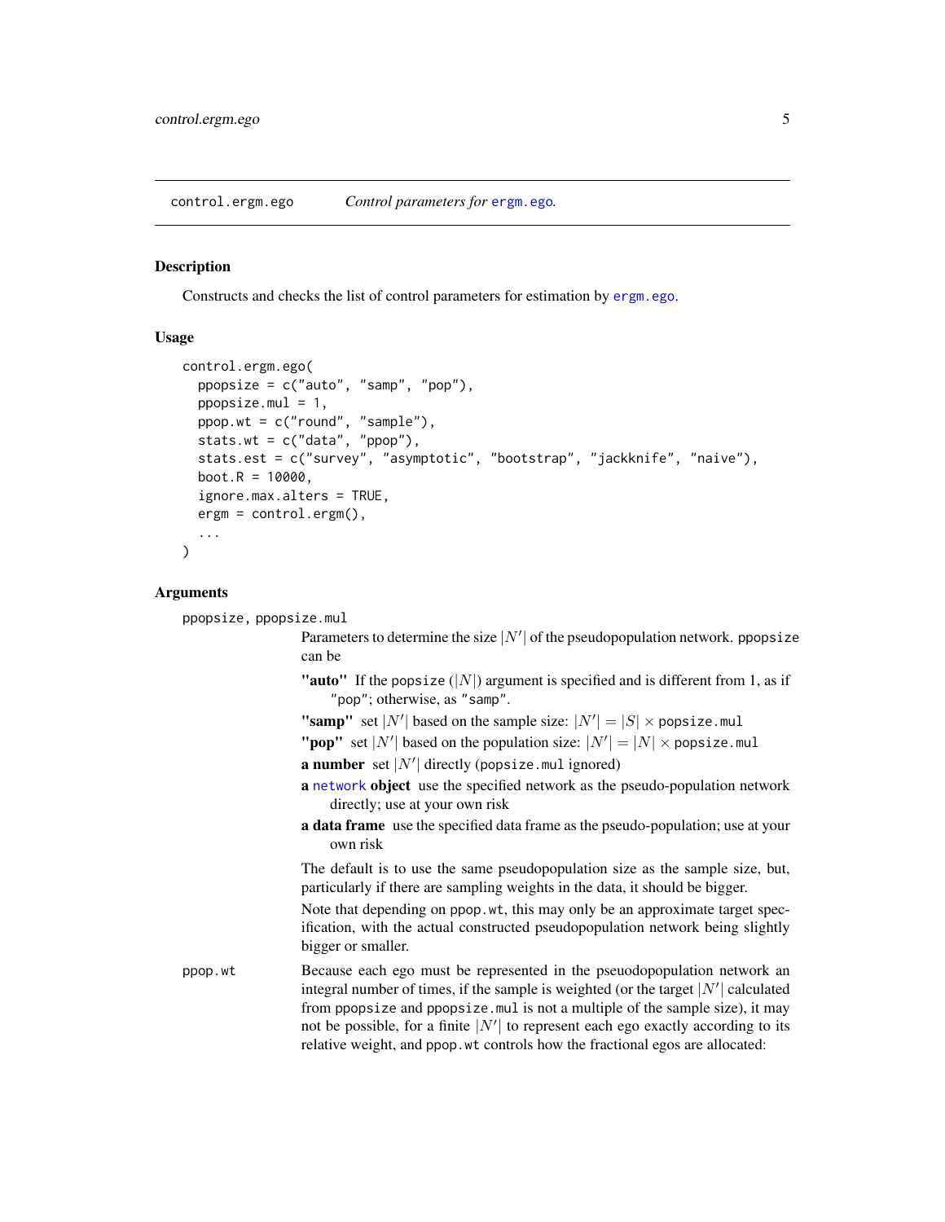## control.ergm.ego — *Control parameters for ergm.ego.*

### Description

Constructs and checks the list of control parameters for estimation by ergm.ego.

### Usage

```
control.ergm.ego(
  ppopsize = c("auto", "samp", "pop"),
  ppopsize.mul = 1,
  ppop.wt = c("round", "sample"),
  stats.wt = c("data", "ppop"),
  stats.est = c("survey", "asymptotic", "bootstrap", "jackknife", "naive"),
  boot.R = 10000,
  ignore.max.alters = TRUE,
  ergm = control.ergm(),
  ...
)
```

### Arguments

`ppopsize, ppopsize.mul`
: Parameters to determine the size $|N'|$ of the pseudopopulation network. `ppopsize` can be

  - **"auto"** If the `popsize` ($|N|$) argument is specified and is different from 1, as if `"pop"`; otherwise, as `"samp"`.
  - **"samp"** set $|N'|$ based on the sample size: $|N'| = |S| \times$ `popsize.mul`
  - **"pop"** set $|N'|$ based on the population size: $|N'| = |N| \times$ `popsize.mul`
  - **a number** set $|N'|$ directly (`popsize.mul` ignored)
  - **a network object** use the specified network as the pseudo-population network directly; use at your own risk
  - **a data frame** use the specified data frame as the pseudo-population; use at your own risk

  The default is to use the same pseudopopulation size as the sample size, but, particularly if there are sampling weights in the data, it should be bigger.

  Note that depending on `ppop.wt`, this may only be an approximate target specification, with the actual constructed pseudopopulation network being slightly bigger or smaller.

`ppop.wt`
: Because each ego must be represented in the pseuodopopulation network an integral number of times, if the sample is weighted (or the target $|N'|$ calculated from `ppopsize` and `ppopsize.mul` is not a multiple of the sample size), it may not be possible, for a finite $|N'|$ to represent each ego exactly according to its relative weight, and `ppop.wt` controls how the fractional egos are allocated: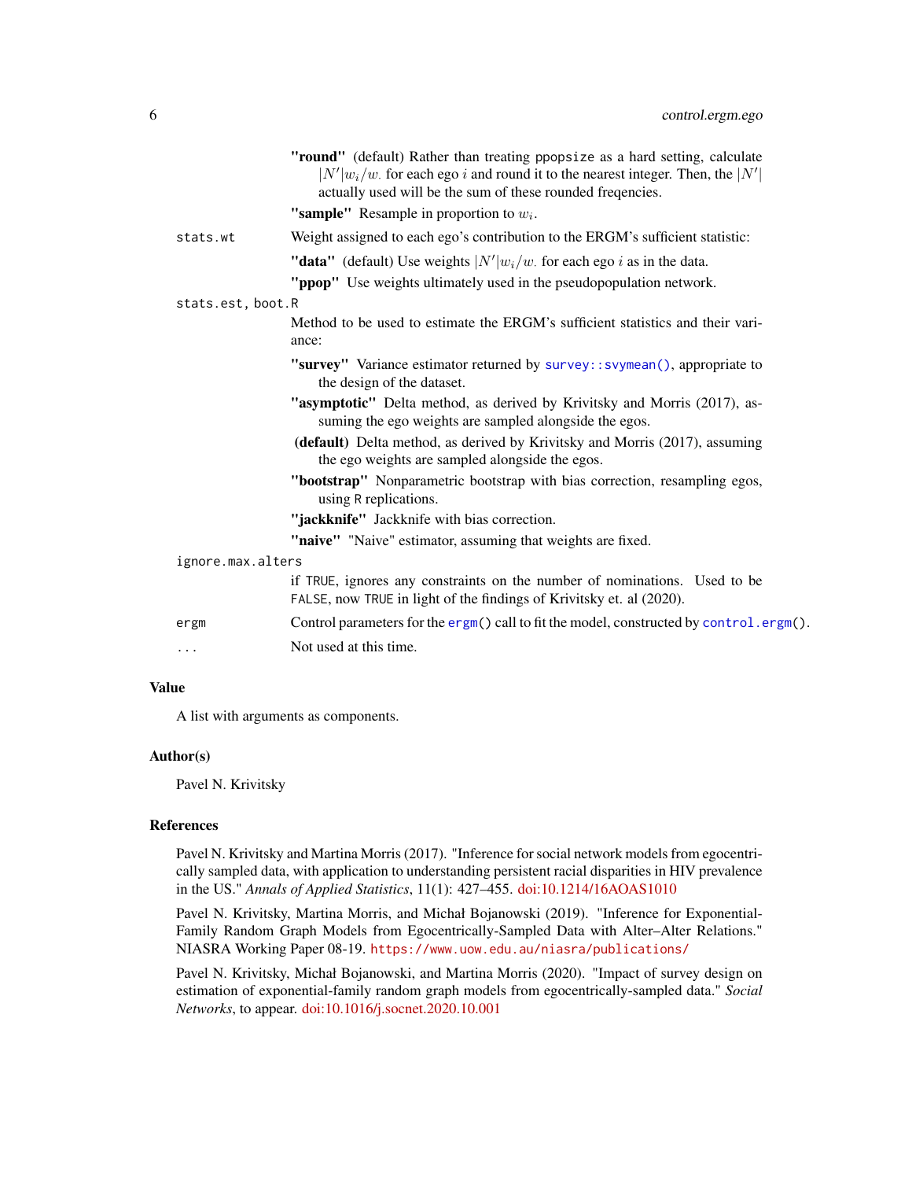"**round**" (default) Rather than treating `ppopsize` as a hard setting, calculate $|N'|w_i/w.$ for each ego $i$ and round it to the nearest integer. Then, the $|N'|$ actually used will be the sum of these rounded freqencies.

"**sample**" Resample in proportion to $w_i$.

`stats.wt` Weight assigned to each ego's contribution to the ERGM's sufficient statistic:

"**data**" (default) Use weights $|N'|w_i/w.$ for each ego $i$ as in the data.

"**ppop**" Use weights ultimately used in the pseudopopulation network.

`stats.est, boot.R`

Method to be used to estimate the ERGM's sufficient statistics and their variance:

"**survey**" Variance estimator returned by `survey::svymean()`, appropriate to the design of the dataset.

"**asymptotic**" Delta method, as derived by Krivitsky and Morris (2017), assuming the ego weights are sampled alongside the egos.

**(default)** Delta method, as derived by Krivitsky and Morris (2017), assuming the ego weights are sampled alongside the egos.

"**bootstrap**" Nonparametric bootstrap with bias correction, resampling egos, using `R` replications.

"**jackknife**" Jackknife with bias correction.

"**naive**" "Naive" estimator, assuming that weights are fixed.

`ignore.max.alters`

if `TRUE`, ignores any constraints on the number of nominations. Used to be `FALSE`, now `TRUE` in light of the findings of Krivitsky et. al (2020).

`ergm` Control parameters for the `ergm()` call to fit the model, constructed by `control.ergm()`.

`...` Not used at this time.

## Value

A list with arguments as components.

## Author(s)

Pavel N. Krivitsky

## References

Pavel N. Krivitsky and Martina Morris (2017). "Inference for social network models from egocentrically sampled data, with application to understanding persistent racial disparities in HIV prevalence in the US." *Annals of Applied Statistics*, 11(1): 427–455. doi:10.1214/16AOAS1010

Pavel N. Krivitsky, Martina Morris, and Michał Bojanowski (2019). "Inference for Exponential-Family Random Graph Models from Egocentrically-Sampled Data with Alter–Alter Relations." NIASRA Working Paper 08-19. `https://www.uow.edu.au/niasra/publications/`

Pavel N. Krivitsky, Michał Bojanowski, and Martina Morris (2020). "Impact of survey design on estimation of exponential-family random graph models from egocentrically-sampled data." *Social Networks*, to appear. doi:10.1016/j.socnet.2020.10.001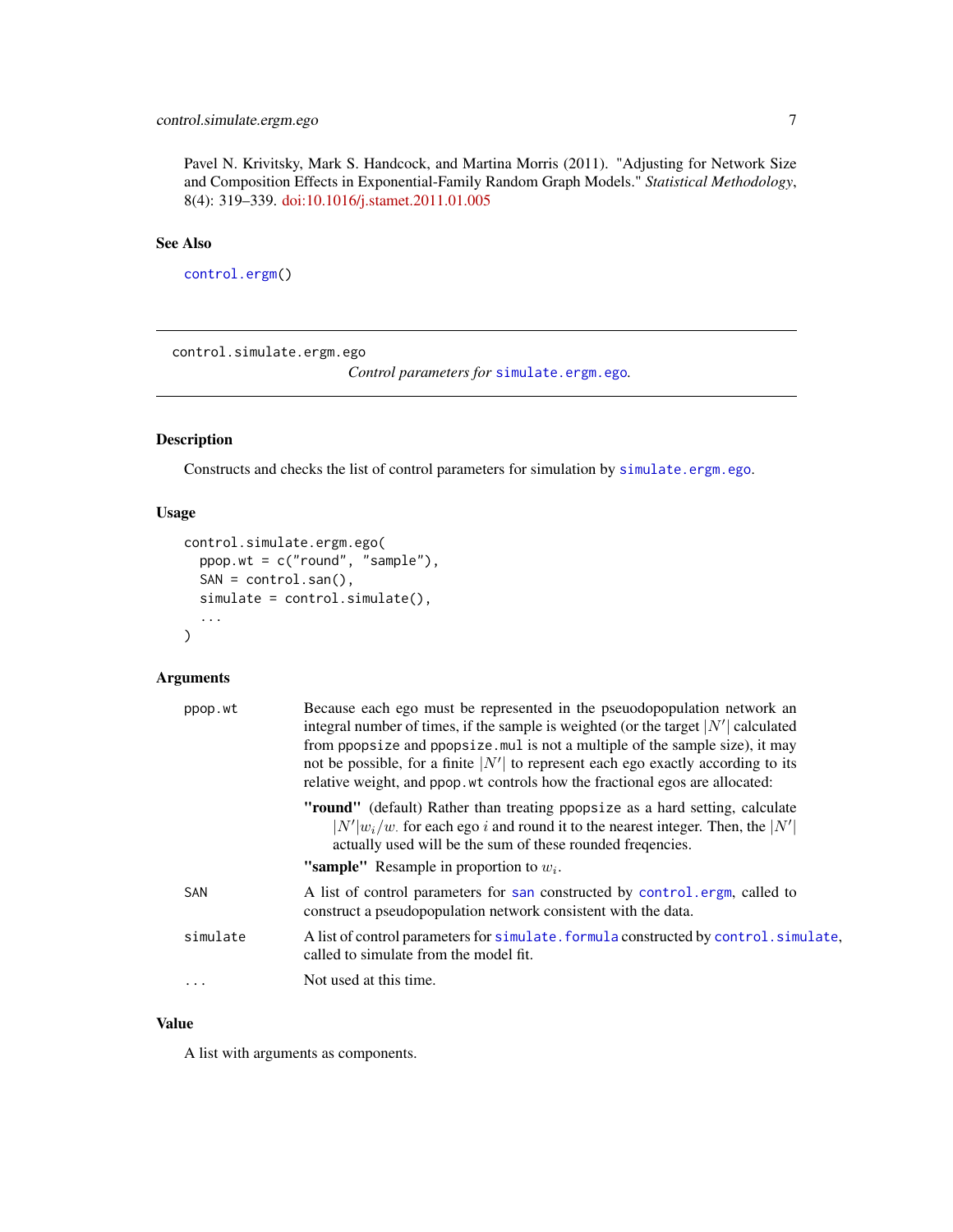Pavel N. Krivitsky, Mark S. Handcock, and Martina Morris (2011). "Adjusting for Network Size and Composition Effects in Exponential-Family Random Graph Models." *Statistical Methodology*, 8(4): 319–339. doi:10.1016/j.stamet.2011.01.005

### See Also

`control.ergm()`

---

## control.simulate.ergm.ego — *Control parameters for* `simulate.ergm.ego`.

### Description

Constructs and checks the list of control parameters for simulation by `simulate.ergm.ego`.

### Usage

```
control.simulate.ergm.ego(
  ppop.wt = c("round", "sample"),
  SAN = control.san(),
  simulate = control.simulate(),
  ...
)
```

### Arguments

- `ppop.wt` — Because each ego must be represented in the pseuodopopulation network an integral number of times, if the sample is weighted (or the target $|N'|$ calculated from `ppopsize` and `ppopsize.mul` is not a multiple of the sample size), it may not be possible, for a finite $|N'|$ to represent each ego exactly according to its relative weight, and `ppop.wt` controls how the fractional egos are allocated:
  - **"round"** (default) Rather than treating `ppopsize` as a hard setting, calculate $|N'|w_i/w_\cdot$ for each ego $i$ and round it to the nearest integer. Then, the $|N'|$ actually used will be the sum of these rounded freqencies.
  - **"sample"** Resample in proportion to $w_i$.
- `SAN` — A list of control parameters for `san` constructed by `control.ergm`, called to construct a pseudopopulation network consistent with the data.
- `simulate` — A list of control parameters for `simulate.formula` constructed by `control.simulate`, called to simulate from the model fit.
- `...` — Not used at this time.

### Value

A list with arguments as components.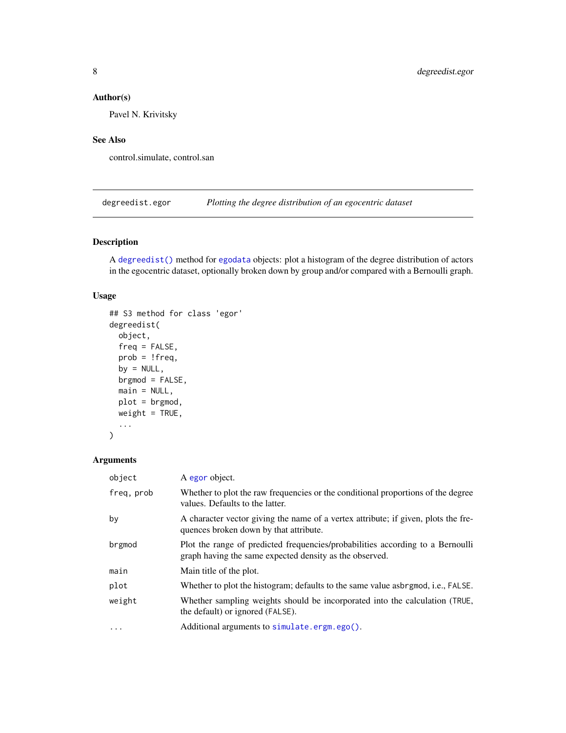### Author(s)

Pavel N. Krivitsky

### See Also

control.simulate, control.san

---

## degreedist.egor — *Plotting the degree distribution of an egocentric dataset*

### Description

A `degreedist()` method for `egodata` objects: plot a histogram of the degree distribution of actors in the egocentric dataset, optionally broken down by group and/or compared with a Bernoulli graph.

### Usage

```
## S3 method for class 'egor'
degreedist(
  object,
  freq = FALSE,
  prob = !freq,
  by = NULL,
  brgmod = FALSE,
  main = NULL,
  plot = brgmod,
  weight = TRUE,
  ...
)
```

### Arguments

| | |
|---|---|
| `object` | A `egor` object. |
| `freq, prob` | Whether to plot the raw frequencies or the conditional proportions of the degree values. Defaults to the latter. |
| `by` | A character vector giving the name of a vertex attribute; if given, plots the frequences broken down by that attribute. |
| `brgmod` | Plot the range of predicted frequencies/probabilities according to a Bernoulli graph having the same expected density as the observed. |
| `main` | Main title of the plot. |
| `plot` | Whether to plot the histogram; defaults to the same value as`brgmod`, i.e., `FALSE`. |
| `weight` | Whether sampling weights should be incorporated into the calculation (`TRUE`, the default) or ignored (`FALSE`). |
| `...` | Additional arguments to `simulate.ergm.ego()`. |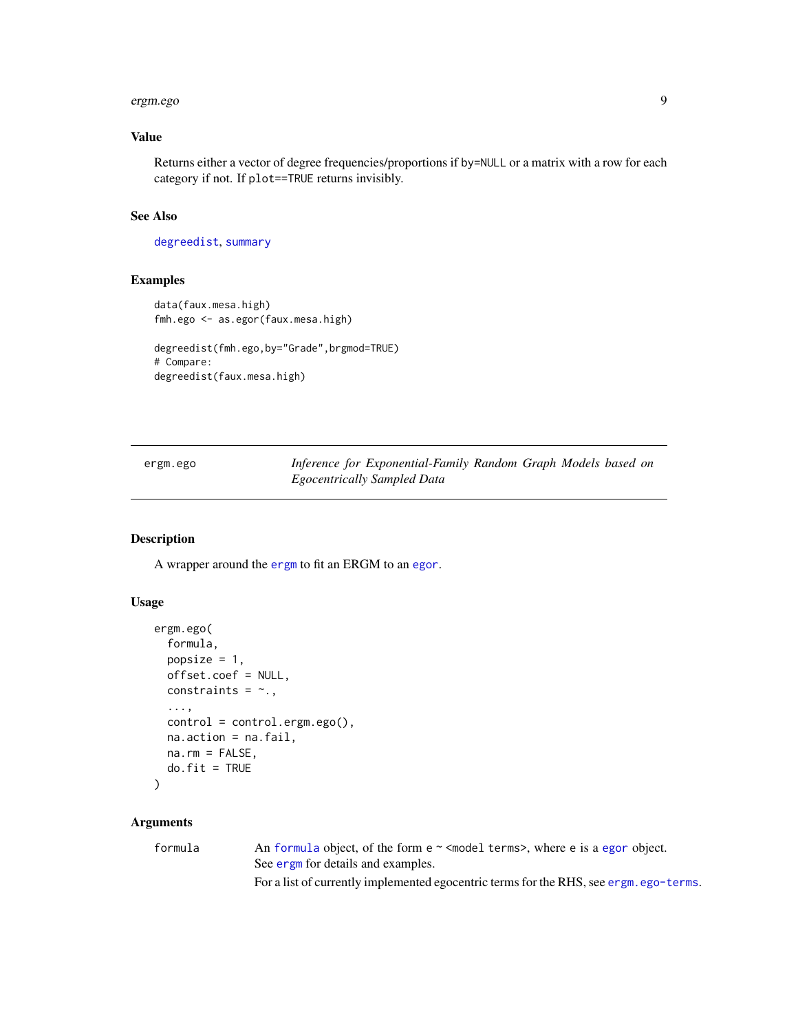### Value

Returns either a vector of degree frequencies/proportions if `by=NULL` or a matrix with a row for each category if not. If `plot==TRUE` returns invisibly.

### See Also

degreedist, summary

### Examples

```
data(faux.mesa.high)
fmh.ego <- as.egor(faux.mesa.high)

degreedist(fmh.ego,by="Grade",brgmod=TRUE)
# Compare:
degreedist(faux.mesa.high)
```

---

## ergm.ego — *Inference for Exponential-Family Random Graph Models based on Egocentrically Sampled Data*

---

### Description

A wrapper around the ergm to fit an ERGM to an egor.

### Usage

```
ergm.ego(
  formula,
  popsize = 1,
  offset.coef = NULL,
  constraints = ~.,
  ...,
  control = control.ergm.ego(),
  na.action = na.fail,
  na.rm = FALSE,
  do.fit = TRUE
)
```

### Arguments

| | |
|---|---|
| formula | An formula object, of the form `e ~ <model terms>`, where `e` is a egor object. See ergm for details and examples. For a list of currently implemented egocentric terms for the RHS, see ergm.ego-terms. |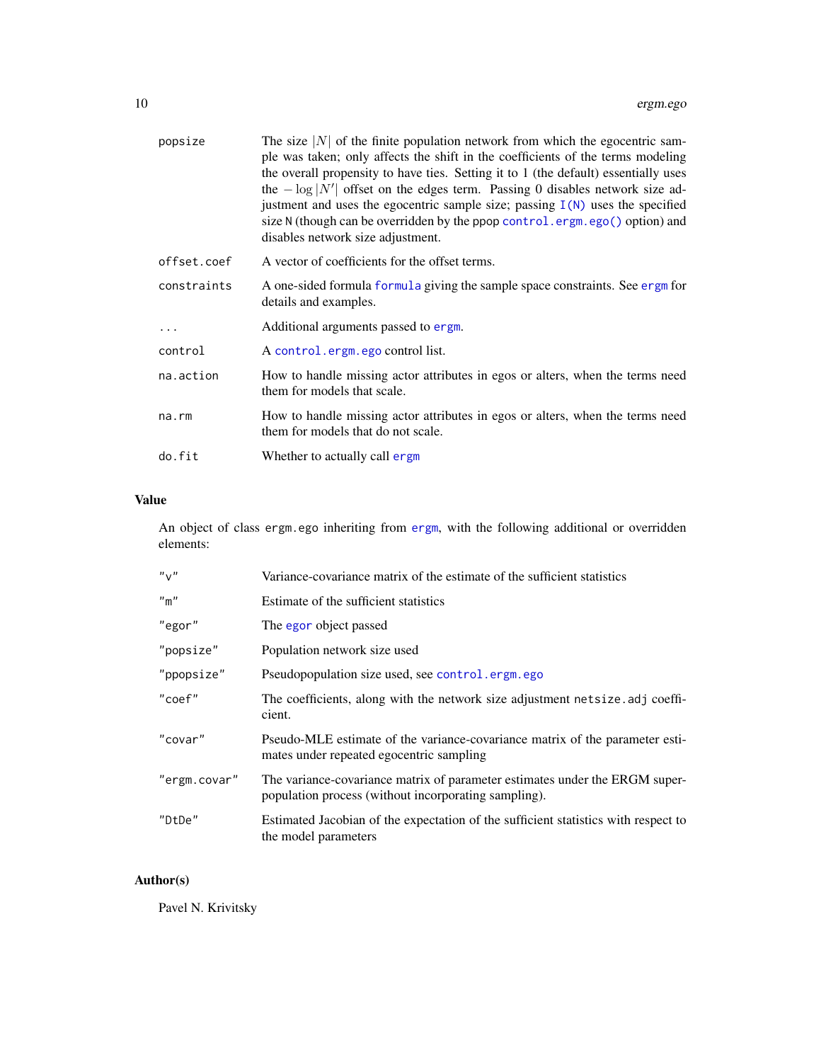| | |
|---|---|
| popsize | The size $\|N\|$ of the finite population network from which the egocentric sample was taken; only affects the shift in the coefficients of the terms modeling the overall propensity to have ties. Setting it to 1 (the default) essentially uses the $-\log \|N'\|$ offset on the edges term. Passing 0 disables network size adjustment and uses the egocentric sample size; passing `I(N)` uses the specified size `N` (though can be overridden by the ppop `control.ergm.ego()` option) and disables network size adjustment. |
| offset.coef | A vector of coefficients for the offset terms. |
| constraints | A one-sided formula `formula` giving the sample space constraints. See `ergm` for details and examples. |
| ... | Additional arguments passed to `ergm`. |
| control | A `control.ergm.ego` control list. |
| na.action | How to handle missing actor attributes in egos or alters, when the terms need them for models that scale. |
| na.rm | How to handle missing actor attributes in egos or alters, when the terms need them for models that do not scale. |
| do.fit | Whether to actually call `ergm` |

## Value

An object of class `ergm.ego` inheriting from `ergm`, with the following additional or overridden elements:

| | |
|---|---|
| "v" | Variance-covariance matrix of the estimate of the sufficient statistics |
| "m" | Estimate of the sufficient statistics |
| "egor" | The `egor` object passed |
| "popsize" | Population network size used |
| "ppopsize" | Pseudopopulation size used, see `control.ergm.ego` |
| "coef" | The coefficients, along with the network size adjustment `netsize.adj` coefficient. |
| "covar" | Pseudo-MLE estimate of the variance-covariance matrix of the parameter estimates under repeated egocentric sampling |
| "ergm.covar" | The variance-covariance matrix of parameter estimates under the ERGM superpopulation process (without incorporating sampling). |
| "DtDe" | Estimated Jacobian of the expectation of the sufficient statistics with respect to the model parameters |

## Author(s)

Pavel N. Krivitsky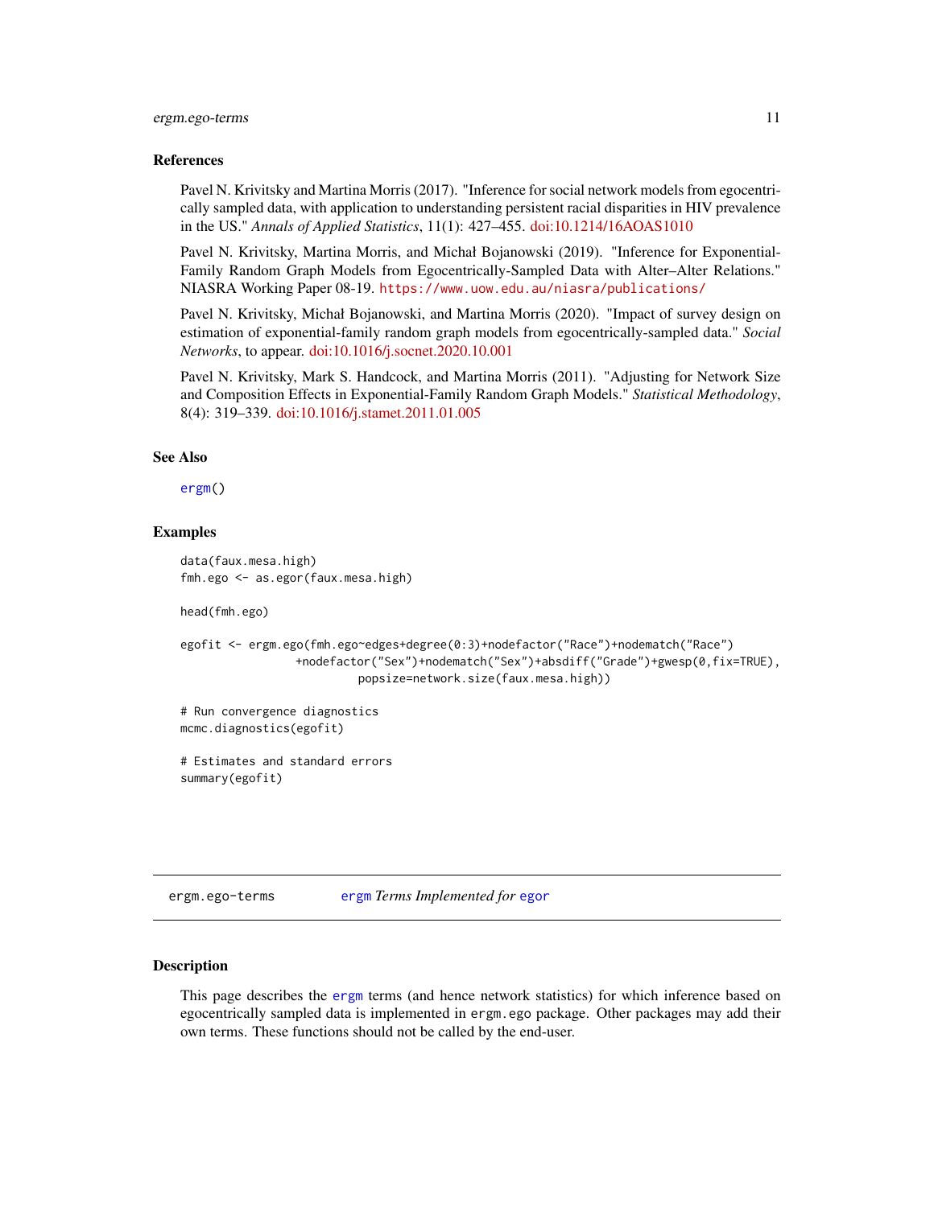### References

Pavel N. Krivitsky and Martina Morris (2017). "Inference for social network models from egocentrically sampled data, with application to understanding persistent racial disparities in HIV prevalence in the US." *Annals of Applied Statistics*, 11(1): 427–455. doi:10.1214/16AOAS1010

Pavel N. Krivitsky, Martina Morris, and Michał Bojanowski (2019). "Inference for Exponential-Family Random Graph Models from Egocentrically-Sampled Data with Alter–Alter Relations." NIASRA Working Paper 08-19. `https://www.uow.edu.au/niasra/publications/`

Pavel N. Krivitsky, Michał Bojanowski, and Martina Morris (2020). "Impact of survey design on estimation of exponential-family random graph models from egocentrically-sampled data." *Social Networks*, to appear. doi:10.1016/j.socnet.2020.10.001

Pavel N. Krivitsky, Mark S. Handcock, and Martina Morris (2011). "Adjusting for Network Size and Composition Effects in Exponential-Family Random Graph Models." *Statistical Methodology*, 8(4): 319–339. doi:10.1016/j.stamet.2011.01.005

### See Also

`ergm()`

### Examples

```
data(faux.mesa.high)
fmh.ego <- as.egor(faux.mesa.high)

head(fmh.ego)

egofit <- ergm.ego(fmh.ego~edges+degree(0:3)+nodefactor("Race")+nodematch("Race")
                 +nodefactor("Sex")+nodematch("Sex")+absdiff("Grade")+gwesp(0,fix=TRUE),
                         popsize=network.size(faux.mesa.high))

# Run convergence diagnostics
mcmc.diagnostics(egofit)

# Estimates and standard errors
summary(egofit)
```

---

## ergm.ego-terms    *`ergm` Terms Implemented for `egor`*

### Description

This page describes the `ergm` terms (and hence network statistics) for which inference based on egocentrically sampled data is implemented in `ergm.ego` package. Other packages may add their own terms. These functions should not be called by the end-user.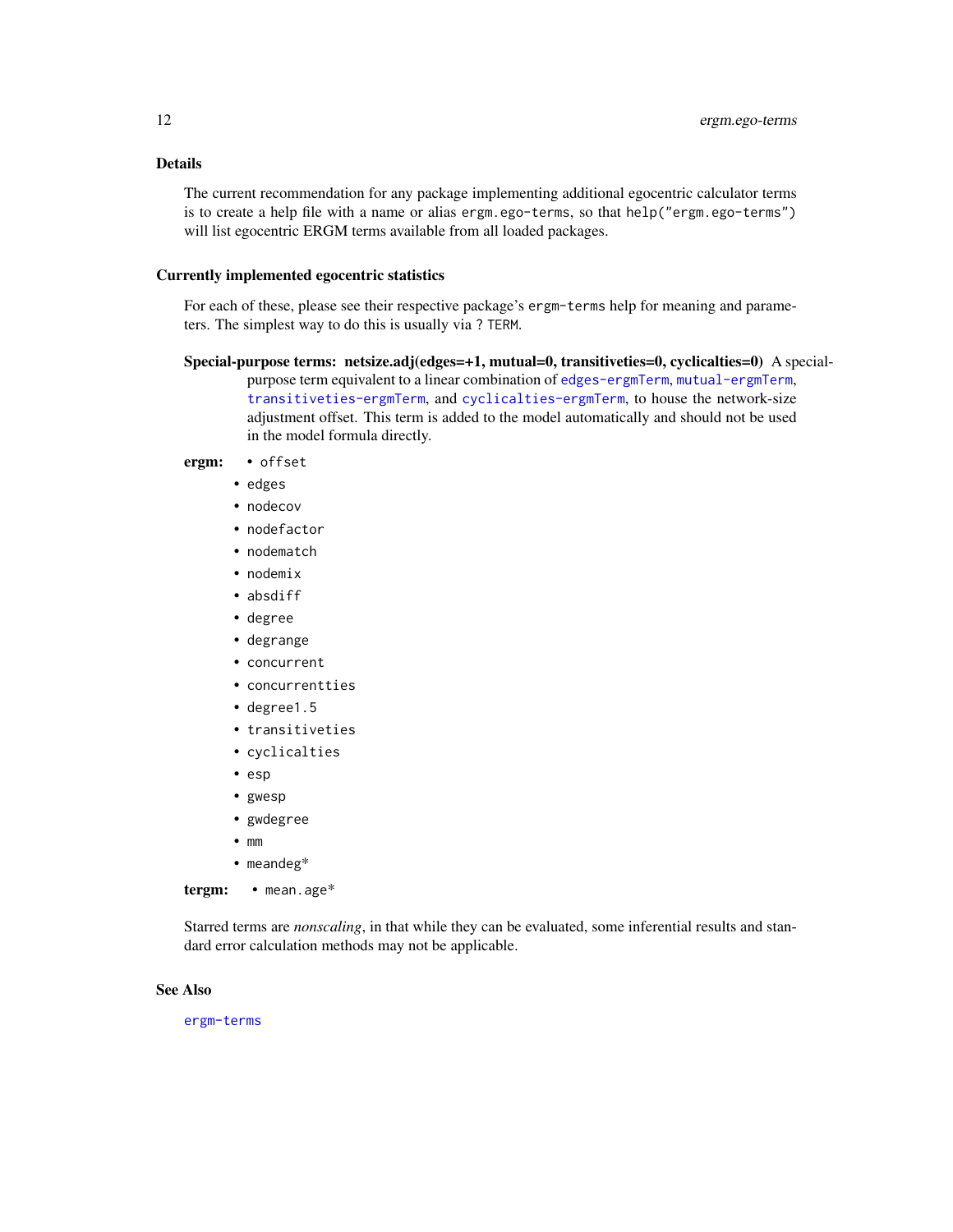### Details

The current recommendation for any package implementing additional egocentric calculator terms is to create a help file with a name or alias `ergm.ego-terms`, so that `help("ergm.ego-terms")` will list egocentric ERGM terms available from all loaded packages.

### Currently implemented egocentric statistics

For each of these, please see their respective package's `ergm-terms` help for meaning and parameters. The simplest way to do this is usually via `? TERM`.

**Special-purpose terms: netsize.adj(edges=+1, mutual=0, transitiveties=0, cyclicalties=0)** A special-purpose term equivalent to a linear combination of `edges-ergmTerm`, `mutual-ergmTerm`, `transitiveties-ergmTerm`, and `cyclicalties-ergmTerm`, to house the network-size adjustment offset. This term is added to the model automatically and should not be used in the model formula directly.

**ergm:**
- `offset`
- `edges`
- `nodecov`
- `nodefactor`
- `nodematch`
- `nodemix`
- `absdiff`
- `degree`
- `degrange`
- `concurrent`
- `concurrentties`
- `degree1.5`
- `transitiveties`
- `cyclicalties`
- `esp`
- `gwesp`
- `gwdegree`
- `mm`
- `meandeg`*

**tergm:**
- `mean.age`*

Starred terms are *nonscaling*, in that while they can be evaluated, some inferential results and standard error calculation methods may not be applicable.

### See Also

`ergm-terms`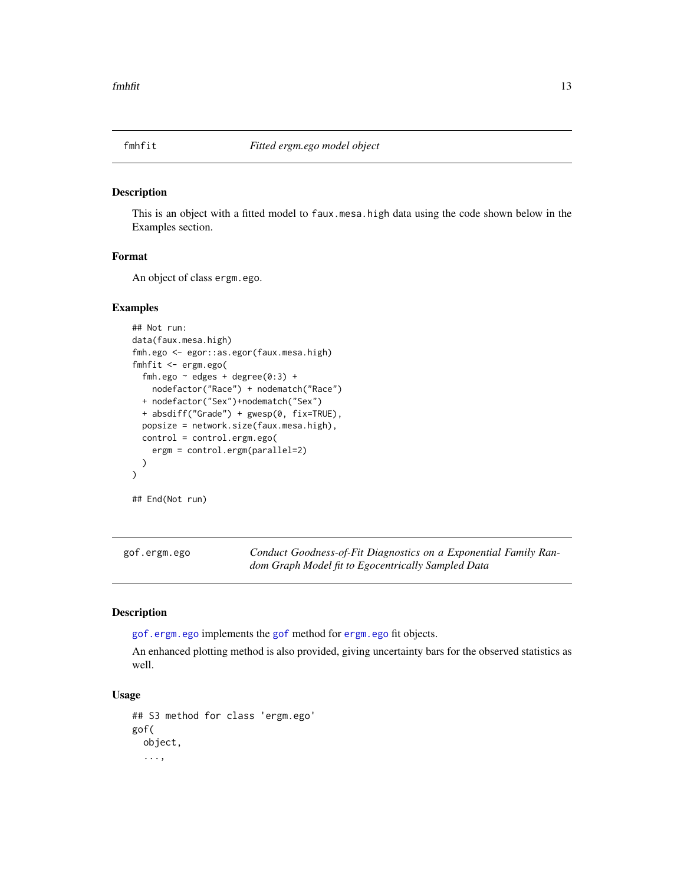## fmhfit *Fitted ergm.ego model object*

### Description

This is an object with a fitted model to `faux.mesa.high` data using the code shown below in the Examples section.

### Format

An object of class `ergm.ego`.

### Examples

```
## Not run:
data(faux.mesa.high)
fmh.ego <- egor::as.egor(faux.mesa.high)
fmhfit <- ergm.ego(
  fmh.ego ~ edges + degree(0:3) +
    nodefactor("Race") + nodematch("Race")
  + nodefactor("Sex")+nodematch("Sex")
  + absdiff("Grade") + gwesp(0, fix=TRUE),
  popsize = network.size(faux.mesa.high),
  control = control.ergm.ego(
    ergm = control.ergm(parallel=2)
  )
)

## End(Not run)
```

## gof.ergm.ego *Conduct Goodness-of-Fit Diagnostics on a Exponential Family Random Graph Model fit to Egocentrically Sampled Data*

### Description

`gof.ergm.ego` implements the `gof` method for `ergm.ego` fit objects.

An enhanced plotting method is also provided, giving uncertainty bars for the observed statistics as well.

### Usage

```
## S3 method for class 'ergm.ego'
gof(
  object,
  ...,
```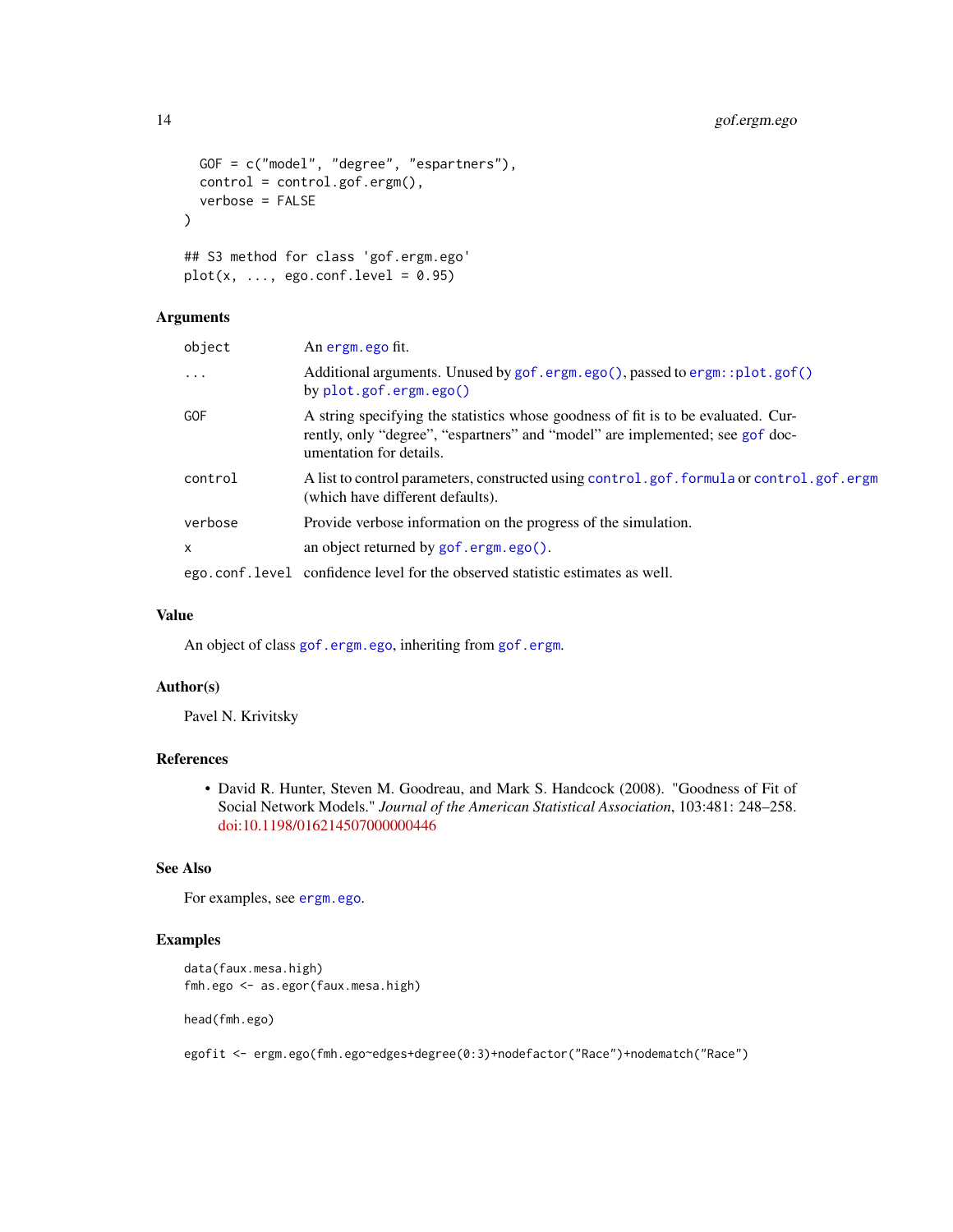```
  GOF = c("model", "degree", "espartners"),
  control = control.gof.ergm(),
  verbose = FALSE
)

## S3 method for class 'gof.ergm.ego'
plot(x, ..., ego.conf.level = 0.95)
```

### Arguments

| | |
|---|---|
| object | An ergm.ego fit. |
| ... | Additional arguments. Unused by gof.ergm.ego(), passed to ergm::plot.gof() by plot.gof.ergm.ego() |
| GOF | A string specifying the statistics whose goodness of fit is to be evaluated. Currently, only "degree", "espartners" and "model" are implemented; see gof documentation for details. |
| control | A list to control parameters, constructed using control.gof.formula or control.gof.ergm (which have different defaults). |
| verbose | Provide verbose information on the progress of the simulation. |
| x | an object returned by gof.ergm.ego(). |
| ego.conf.level | confidence level for the observed statistic estimates as well. |

### Value

An object of class gof.ergm.ego, inheriting from gof.ergm.

### Author(s)

Pavel N. Krivitsky

### References

- David R. Hunter, Steven M. Goodreau, and Mark S. Handcock (2008). "Goodness of Fit of Social Network Models." *Journal of the American Statistical Association*, 103:481: 248–258. doi:10.1198/016214507000000446

### See Also

For examples, see ergm.ego.

### Examples

```
data(faux.mesa.high)
fmh.ego <- as.egor(faux.mesa.high)

head(fmh.ego)

egofit <- ergm.ego(fmh.ego~edges+degree(0:3)+nodefactor("Race")+nodematch("Race")
```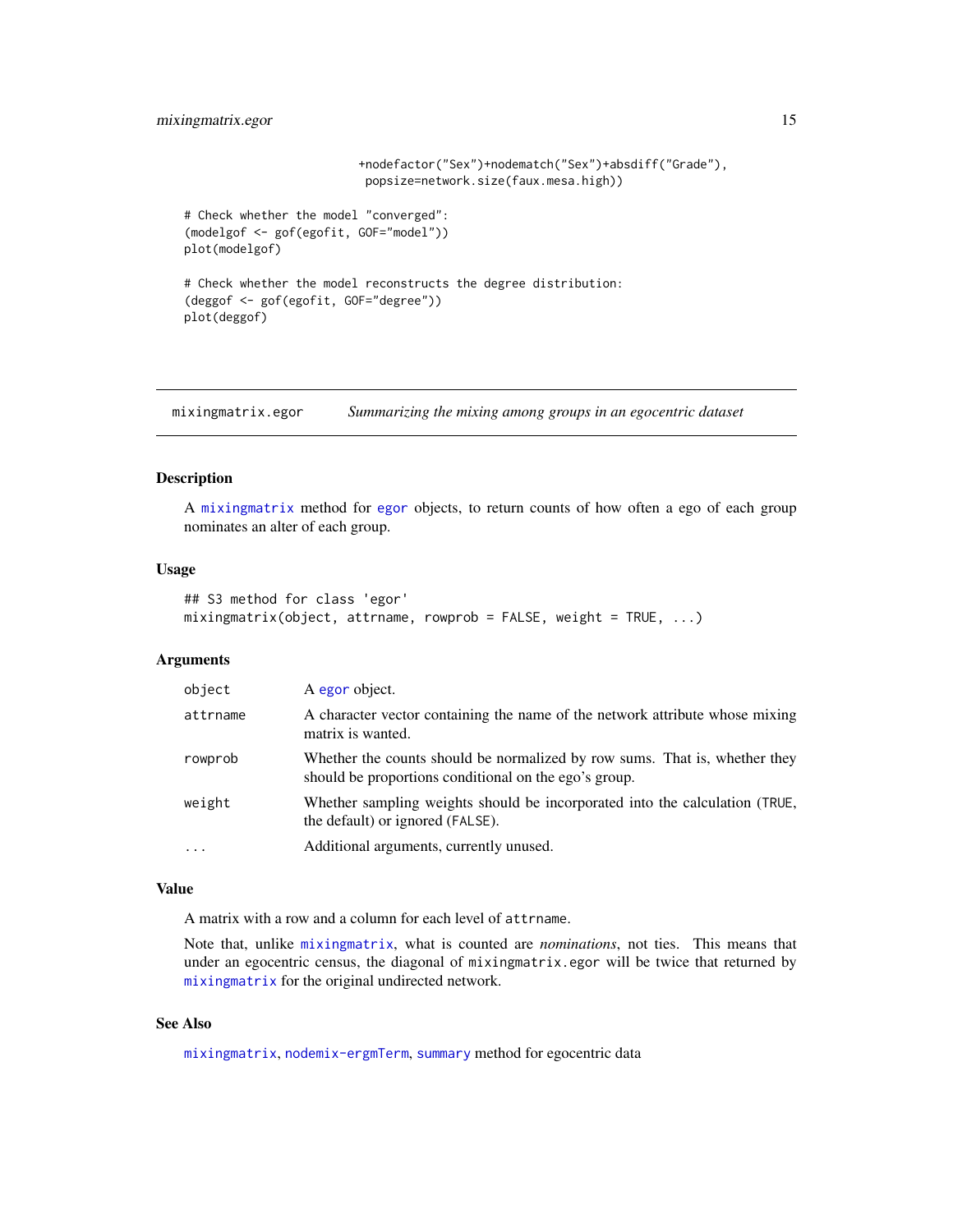```
                             +nodefactor("Sex")+nodematch("Sex")+absdiff("Grade"),
                              popsize=network.size(faux.mesa.high))

# Check whether the model "converged":
(modelgof <- gof(egofit, GOF="model"))
plot(modelgof)

# Check whether the model reconstructs the degree distribution:
(deggof <- gof(egofit, GOF="degree"))
plot(deggof)
```

---

## mixingmatrix.egor — *Summarizing the mixing among groups in an egocentric dataset*

---

### Description

A mixingmatrix method for egor objects, to return counts of how often a ego of each group nominates an alter of each group.

### Usage

```
## S3 method for class 'egor'
mixingmatrix(object, attrname, rowprob = FALSE, weight = TRUE, ...)
```

### Arguments

| | |
|---|---|
| object | A egor object. |
| attrname | A character vector containing the name of the network attribute whose mixing matrix is wanted. |
| rowprob | Whether the counts should be normalized by row sums. That is, whether they should be proportions conditional on the ego's group. |
| weight | Whether sampling weights should be incorporated into the calculation (TRUE, the default) or ignored (FALSE). |
| ... | Additional arguments, currently unused. |

### Value

A matrix with a row and a column for each level of attrname.

Note that, unlike mixingmatrix, what is counted are *nominations*, not ties. This means that under an egocentric census, the diagonal of mixingmatrix.egor will be twice that returned by mixingmatrix for the original undirected network.

### See Also

mixingmatrix, nodemix-ergmTerm, summary method for egocentric data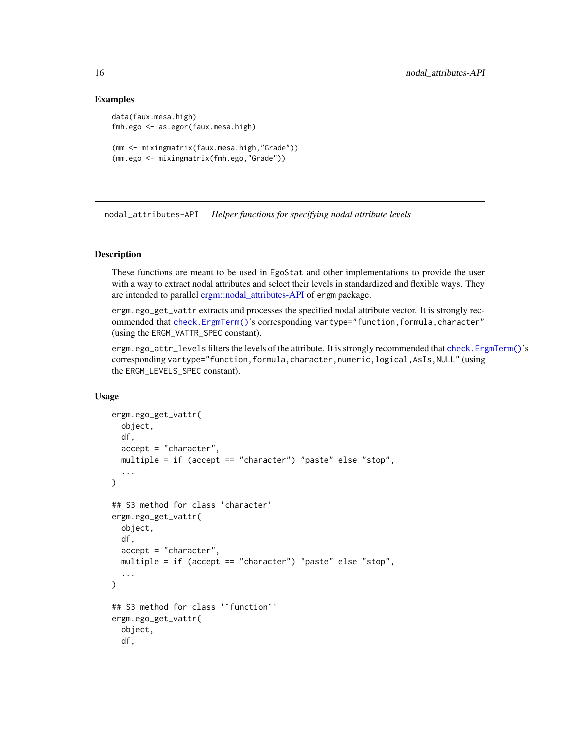### Examples

```
data(faux.mesa.high)
fmh.ego <- as.egor(faux.mesa.high)

(mm <- mixingmatrix(faux.mesa.high,"Grade"))
(mm.ego <- mixingmatrix(fmh.ego,"Grade"))
```

---

## nodal_attributes-API *Helper functions for specifying nodal attribute levels*

---

### Description

These functions are meant to be used in `EgoStat` and other implementations to provide the user with a way to extract nodal attributes and select their levels in standardized and flexible ways. They are intended to parallel ergm::nodal_attributes-API of `ergm` package.

`ergm.ego_get_vattr` extracts and processes the specified nodal attribute vector. It is strongly recommended that `check.ErgmTerm()`'s corresponding `vartype="function,formula,character"` (using the `ERGM_VATTR_SPEC` constant).

`ergm.ego_attr_levels` filters the levels of the attribute. It is strongly recommended that `check.ErgmTerm()`'s corresponding `vartype="function,formula,character,numeric,logical,AsIs,NULL"` (using the `ERGM_LEVELS_SPEC` constant).

### Usage

```
ergm.ego_get_vattr(
  object,
  df,
  accept = "character",
  multiple = if (accept == "character") "paste" else "stop",
  ...
)

## S3 method for class 'character'
ergm.ego_get_vattr(
  object,
  df,
  accept = "character",
  multiple = if (accept == "character") "paste" else "stop",
  ...
)

## S3 method for class '`function`'
ergm.ego_get_vattr(
  object,
  df,
```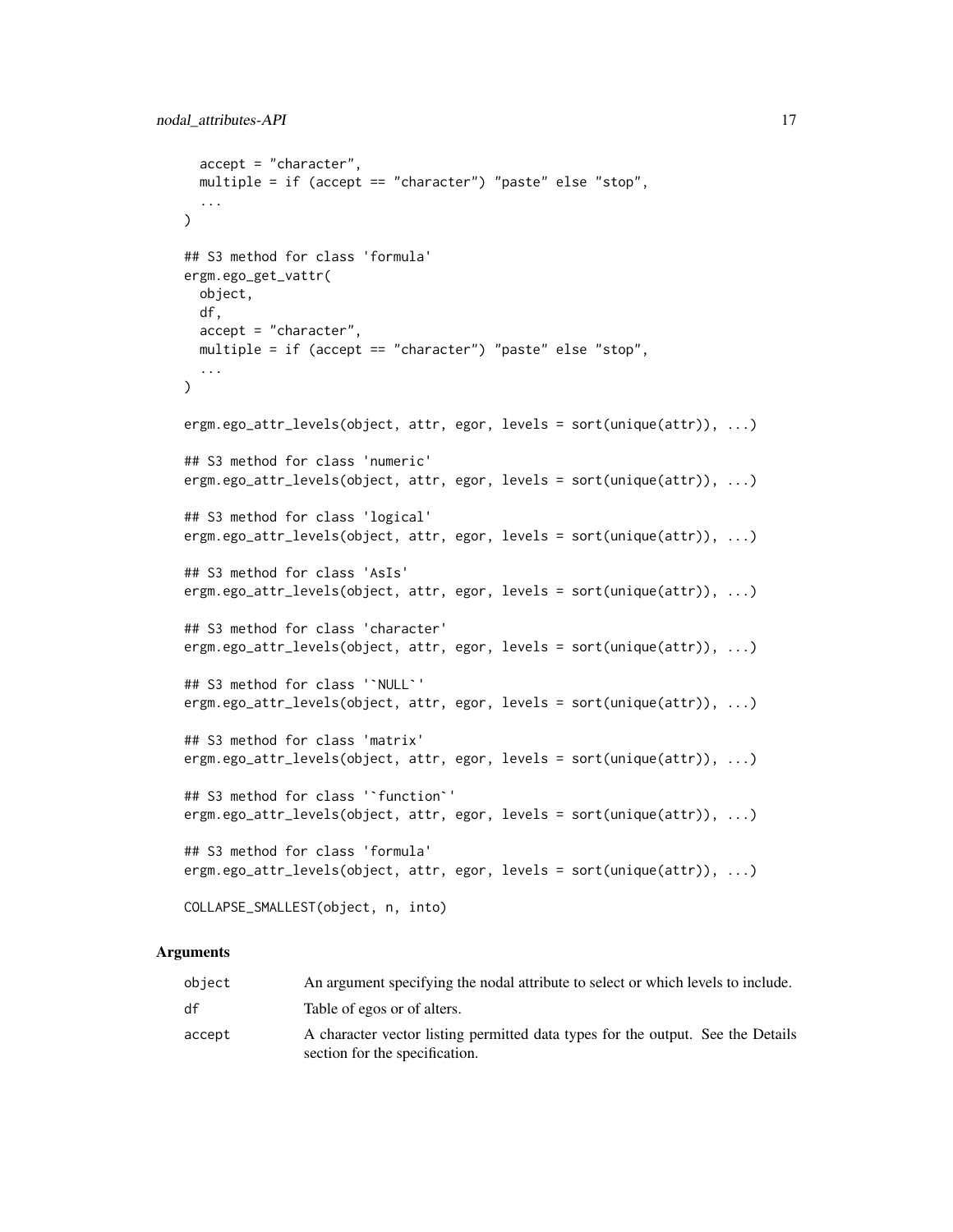```
  accept = "character",
  multiple = if (accept == "character") "paste" else "stop",
  ...
)

## S3 method for class 'formula'
ergm.ego_get_vattr(
  object,
  df,
  accept = "character",
  multiple = if (accept == "character") "paste" else "stop",
  ...
)

ergm.ego_attr_levels(object, attr, egor, levels = sort(unique(attr)), ...)

## S3 method for class 'numeric'
ergm.ego_attr_levels(object, attr, egor, levels = sort(unique(attr)), ...)

## S3 method for class 'logical'
ergm.ego_attr_levels(object, attr, egor, levels = sort(unique(attr)), ...)

## S3 method for class 'AsIs'
ergm.ego_attr_levels(object, attr, egor, levels = sort(unique(attr)), ...)

## S3 method for class 'character'
ergm.ego_attr_levels(object, attr, egor, levels = sort(unique(attr)), ...)

## S3 method for class '`NULL`'
ergm.ego_attr_levels(object, attr, egor, levels = sort(unique(attr)), ...)

## S3 method for class 'matrix'
ergm.ego_attr_levels(object, attr, egor, levels = sort(unique(attr)), ...)

## S3 method for class '`function`'
ergm.ego_attr_levels(object, attr, egor, levels = sort(unique(attr)), ...)

## S3 method for class 'formula'
ergm.ego_attr_levels(object, attr, egor, levels = sort(unique(attr)), ...)

COLLAPSE_SMALLEST(object, n, into)
```

### Arguments

| | |
|---|---|
| `object` | An argument specifying the nodal attribute to select or which levels to include. |
| `df` | Table of egos or of alters. |
| `accept` | A character vector listing permitted data types for the output. See the Details section for the specification. |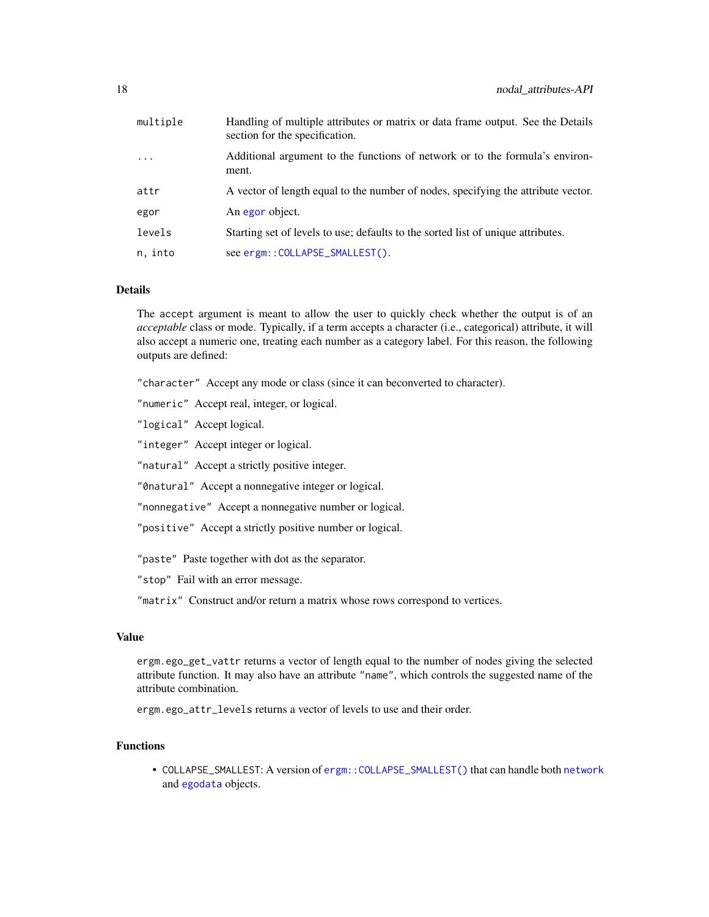| | |
|---|---|
| `multiple` | Handling of multiple attributes or matrix or data frame output. See the Details section for the specification. |
| `...` | Additional argument to the functions of network or to the formula's environment. |
| `attr` | A vector of length equal to the number of nodes, specifying the attribute vector. |
| `egor` | An `egor` object. |
| `levels` | Starting set of levels to use; defaults to the sorted list of unique attributes. |
| `n, into` | see `ergm::COLLAPSE_SMALLEST()`. |

## Details

The `accept` argument is meant to allow the user to quickly check whether the output is of an *acceptable* class or mode. Typically, if a term accepts a character (i.e., categorical) attribute, it will also accept a numeric one, treating each number as a category label. For this reason, the following outputs are defined:

`"character"` Accept any mode or class (since it can beconverted to character).

`"numeric"` Accept real, integer, or logical.

`"logical"` Accept logical.

`"integer"` Accept integer or logical.

`"natural"` Accept a strictly positive integer.

`"0natural"` Accept a nonnegative integer or logical.

`"nonnegative"` Accept a nonnegative number or logical.

`"positive"` Accept a strictly positive number or logical.

`"paste"` Paste together with dot as the separator.

`"stop"` Fail with an error message.

`"matrix"` Construct and/or return a matrix whose rows correspond to vertices.

## Value

`ergm.ego_get_vattr` returns a vector of length equal to the number of nodes giving the selected attribute function. It may also have an attribute `"name"`, which controls the suggested name of the attribute combination.

`ergm.ego_attr_levels` returns a vector of levels to use and their order.

## Functions

- `COLLAPSE_SMALLEST`: A version of `ergm::COLLAPSE_SMALLEST()` that can handle both `network` and `egodata` objects.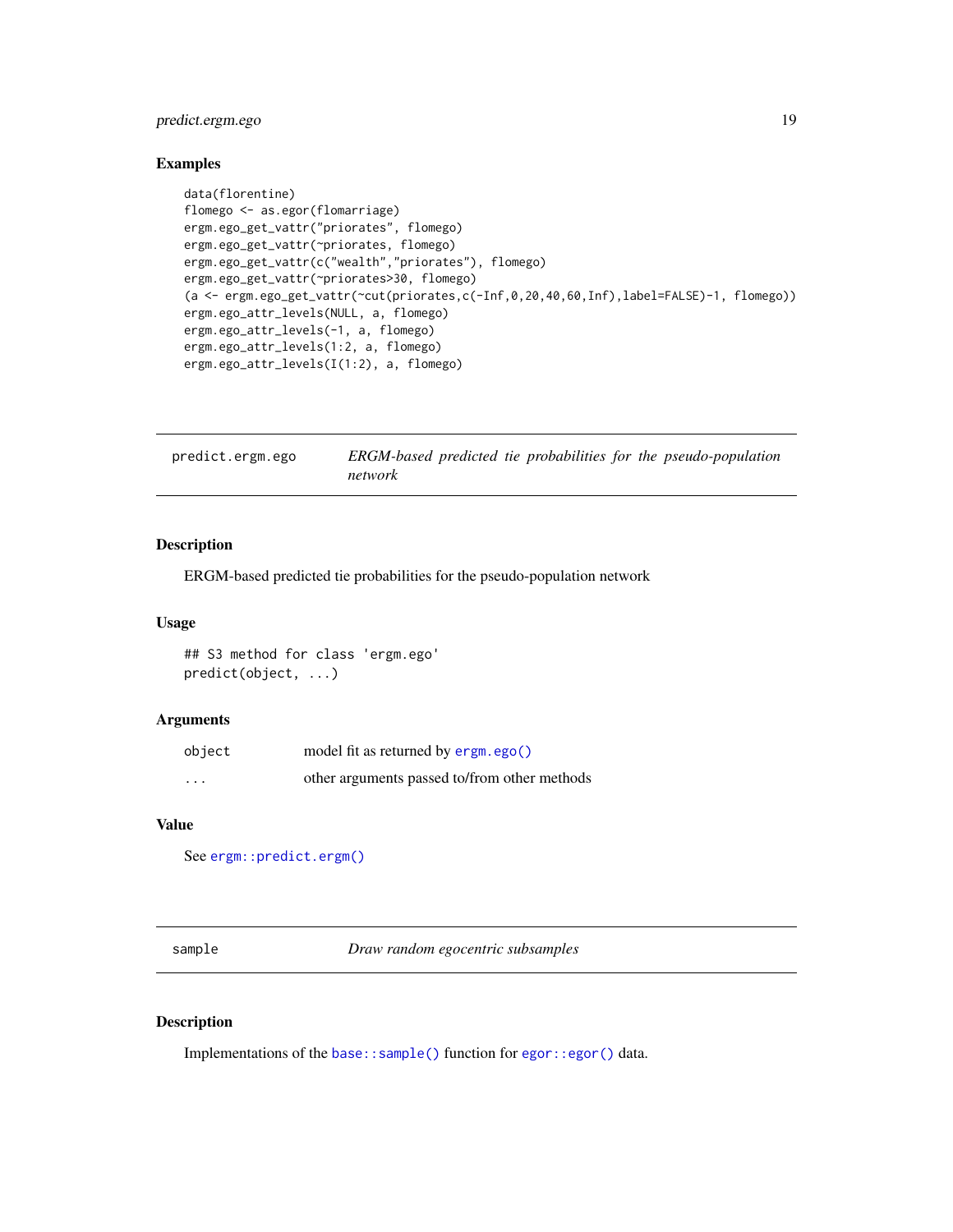## Examples

```
data(florentine)
flomego <- as.egor(flomarriage)
ergm.ego_get_vattr("priorates", flomego)
ergm.ego_get_vattr(~priorates, flomego)
ergm.ego_get_vattr(c("wealth","priorates"), flomego)
ergm.ego_get_vattr(~priorates>30, flomego)
(a <- ergm.ego_get_vattr(~cut(priorates,c(-Inf,0,20,40,60,Inf),label=FALSE)-1, flomego))
ergm.ego_attr_levels(NULL, a, flomego)
ergm.ego_attr_levels(-1, a, flomego)
ergm.ego_attr_levels(1:2, a, flomego)
ergm.ego_attr_levels(I(1:2), a, flomego)
```

---

# predict.ergm.ego — *ERGM-based predicted tie probabilities for the pseudo-population network*

## Description

ERGM-based predicted tie probabilities for the pseudo-population network

## Usage

```
## S3 method for class 'ergm.ego'
predict(object, ...)
```

## Arguments

| | |
|---|---|
| object | model fit as returned by `ergm.ego()` |
| ... | other arguments passed to/from other methods |

## Value

See `ergm::predict.ergm()`

---

# sample — *Draw random egocentric subsamples*

## Description

Implementations of the `base::sample()` function for `egor::egor()` data.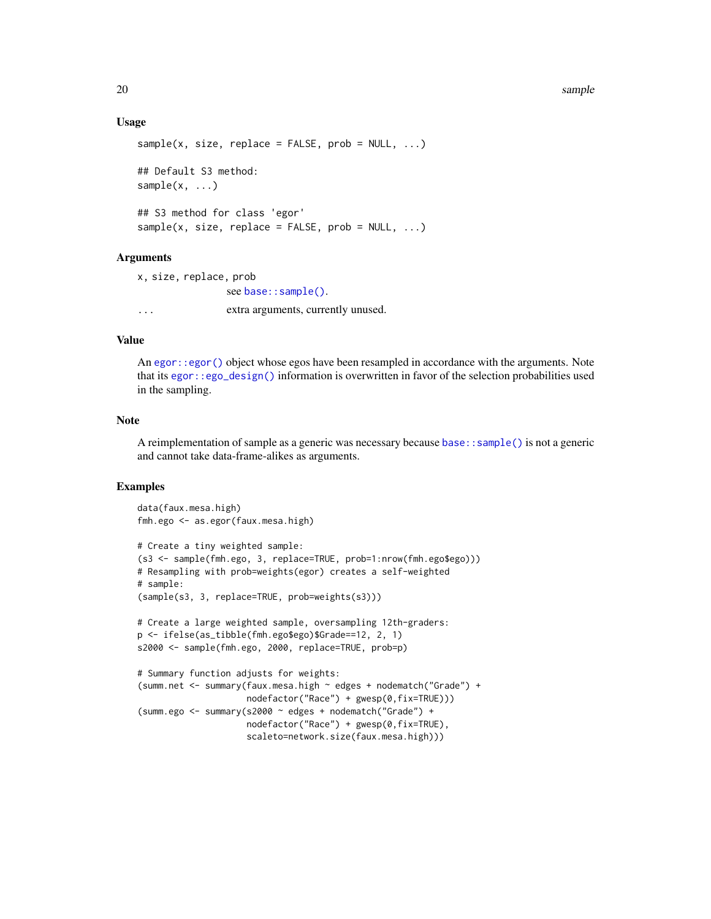### Usage

```
sample(x, size, replace = FALSE, prob = NULL, ...)

## Default S3 method:
sample(x, ...)

## S3 method for class 'egor'
sample(x, size, replace = FALSE, prob = NULL, ...)
```

### Arguments

`x, size, replace, prob`
: see `base::sample()`.

`...`
: extra arguments, currently unused.

### Value

An `egor::egor()` object whose egos have been resampled in accordance with the arguments. Note that its `egor::ego_design()` information is overwritten in favor of the selection probabilities used in the sampling.

### Note

A reimplementation of sample as a generic was necessary because `base::sample()` is not a generic and cannot take data-frame-alikes as arguments.

### Examples

```
data(faux.mesa.high)
fmh.ego <- as.egor(faux.mesa.high)

# Create a tiny weighted sample:
(s3 <- sample(fmh.ego, 3, replace=TRUE, prob=1:nrow(fmh.ego$ego)))
# Resampling with prob=weights(egor) creates a self-weighted
# sample:
(sample(s3, 3, replace=TRUE, prob=weights(s3)))

# Create a large weighted sample, oversampling 12th-graders:
p <- ifelse(as_tibble(fmh.ego$ego)$Grade==12, 2, 1)
s2000 <- sample(fmh.ego, 2000, replace=TRUE, prob=p)

# Summary function adjusts for weights:
(summ.net <- summary(faux.mesa.high ~ edges + nodematch("Grade") +
                     nodefactor("Race") + gwesp(0,fix=TRUE)))
(summ.ego <- summary(s2000 ~ edges + nodematch("Grade") +
                     nodefactor("Race") + gwesp(0,fix=TRUE),
                     scaleto=network.size(faux.mesa.high)))
```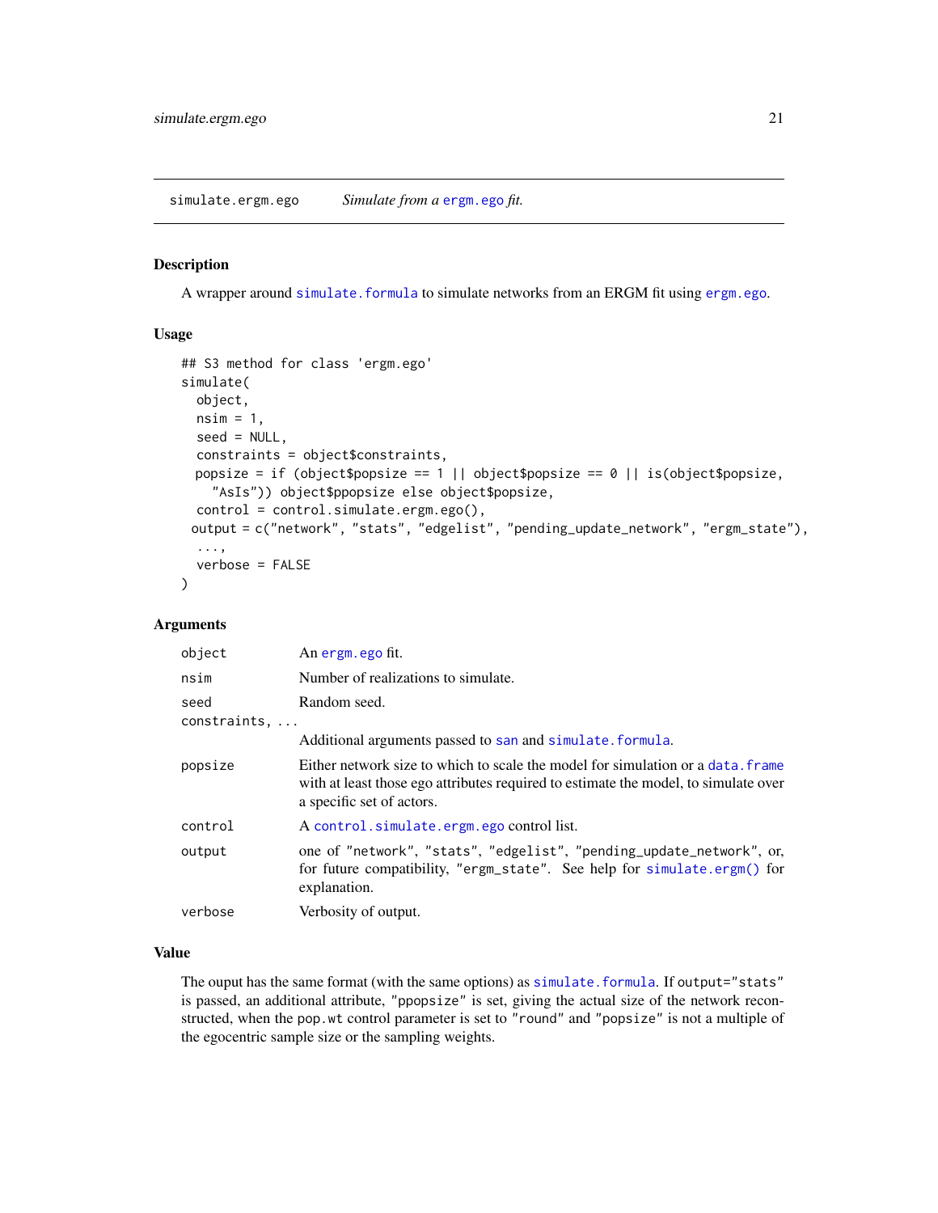simulate.ergm.ego *Simulate from a* ergm.ego *fit.*

## Description

A wrapper around simulate.formula to simulate networks from an ERGM fit using ergm.ego.

## Usage

```
## S3 method for class 'ergm.ego'
simulate(
  object,
  nsim = 1,
  seed = NULL,
  constraints = object$constraints,
  popsize = if (object$popsize == 1 || object$popsize == 0 || is(object$popsize,
    "AsIs")) object$ppopsize else object$popsize,
  control = control.simulate.ergm.ego(),
  output = c("network", "stats", "edgelist", "pending_update_network", "ergm_state"),
  ...,
  verbose = FALSE
)
```

## Arguments

| | |
|---|---|
| `object` | An ergm.ego fit. |
| `nsim` | Number of realizations to simulate. |
| `seed` | Random seed. |
| `constraints, ...` | Additional arguments passed to san and simulate.formula. |
| `popsize` | Either network size to which to scale the model for simulation or a data.frame with at least those ego attributes required to estimate the model, to simulate over a specific set of actors. |
| `control` | A control.simulate.ergm.ego control list. |
| `output` | one of "network", "stats", "edgelist", "pending_update_network", or, for future compatibility, "ergm_state". See help for simulate.ergm() for explanation. |
| `verbose` | Verbosity of output. |

## Value

The ouput has the same format (with the same options) as simulate.formula. If output="stats" is passed, an additional attribute, "ppopsize" is set, giving the actual size of the network reconstructed, when the pop.wt control parameter is set to "round" and "popsize" is not a multiple of the egocentric sample size or the sampling weights.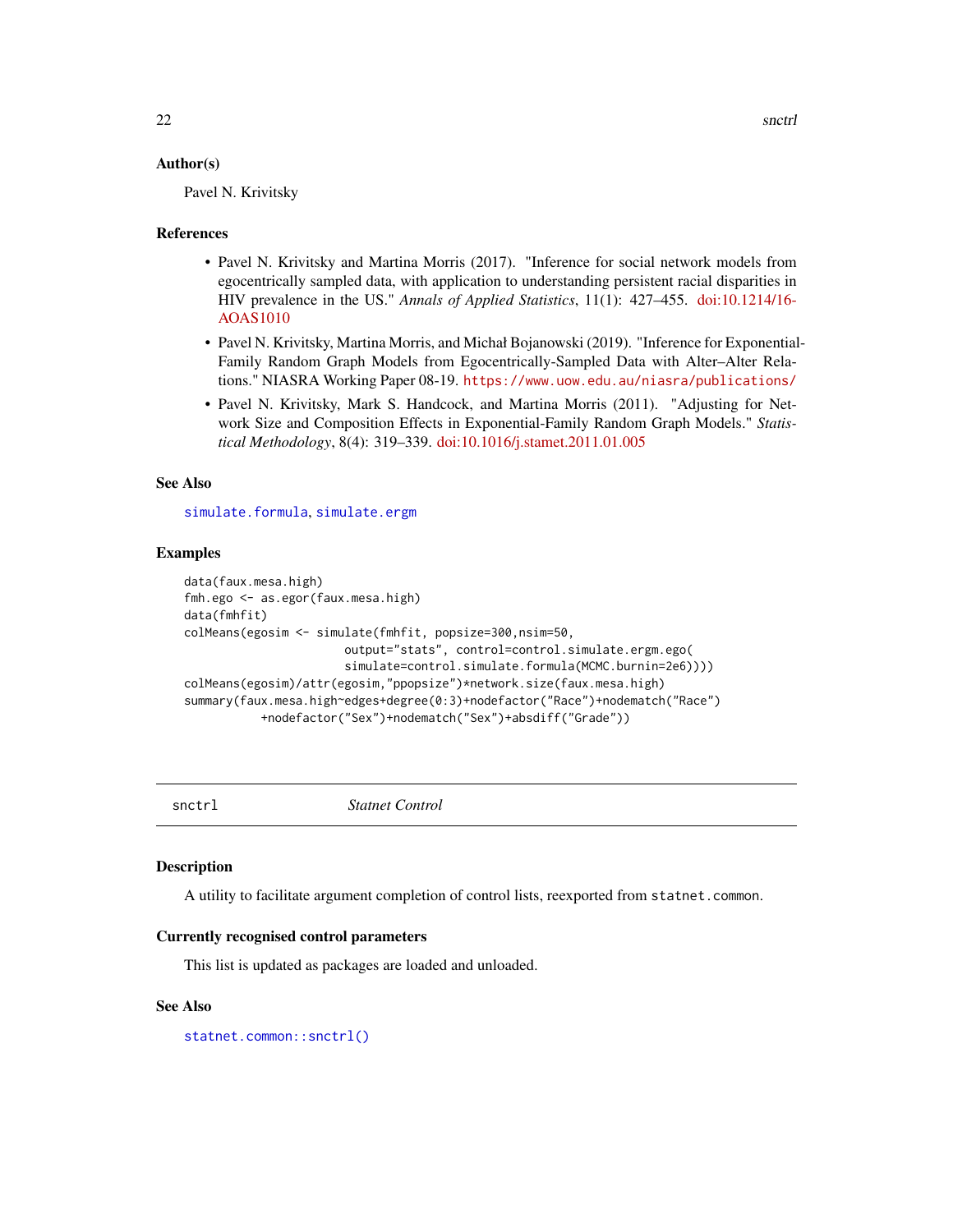### Author(s)

Pavel N. Krivitsky

### References

- Pavel N. Krivitsky and Martina Morris (2017). "Inference for social network models from egocentrically sampled data, with application to understanding persistent racial disparities in HIV prevalence in the US." *Annals of Applied Statistics*, 11(1): 427–455. doi:10.1214/16-AOAS1010
- Pavel N. Krivitsky, Martina Morris, and Michał Bojanowski (2019). "Inference for Exponential-Family Random Graph Models from Egocentrically-Sampled Data with Alter–Alter Relations." NIASRA Working Paper 08-19. https://www.uow.edu.au/niasra/publications/
- Pavel N. Krivitsky, Mark S. Handcock, and Martina Morris (2011). "Adjusting for Network Size and Composition Effects in Exponential-Family Random Graph Models." *Statistical Methodology*, 8(4): 319–339. doi:10.1016/j.stamet.2011.01.005

### See Also

simulate.formula, simulate.ergm

### Examples

```
data(faux.mesa.high)
fmh.ego <- as.egor(faux.mesa.high)
data(fmhfit)
colMeans(egosim <- simulate(fmhfit, popsize=300,nsim=50,
                      output="stats", control=control.simulate.ergm.ego(
                      simulate=control.simulate.formula(MCMC.burnin=2e6))))
colMeans(egosim)/attr(egosim,"ppopsize")*network.size(faux.mesa.high)
summary(faux.mesa.high~edges+degree(0:3)+nodefactor("Race")+nodematch("Race")
           +nodefactor("Sex")+nodematch("Sex")+absdiff("Grade"))
```

## snctrl — *Statnet Control*

### Description

A utility to facilitate argument completion of control lists, reexported from `statnet.common`.

### Currently recognised control parameters

This list is updated as packages are loaded and unloaded.

### See Also

statnet.common::snctrl()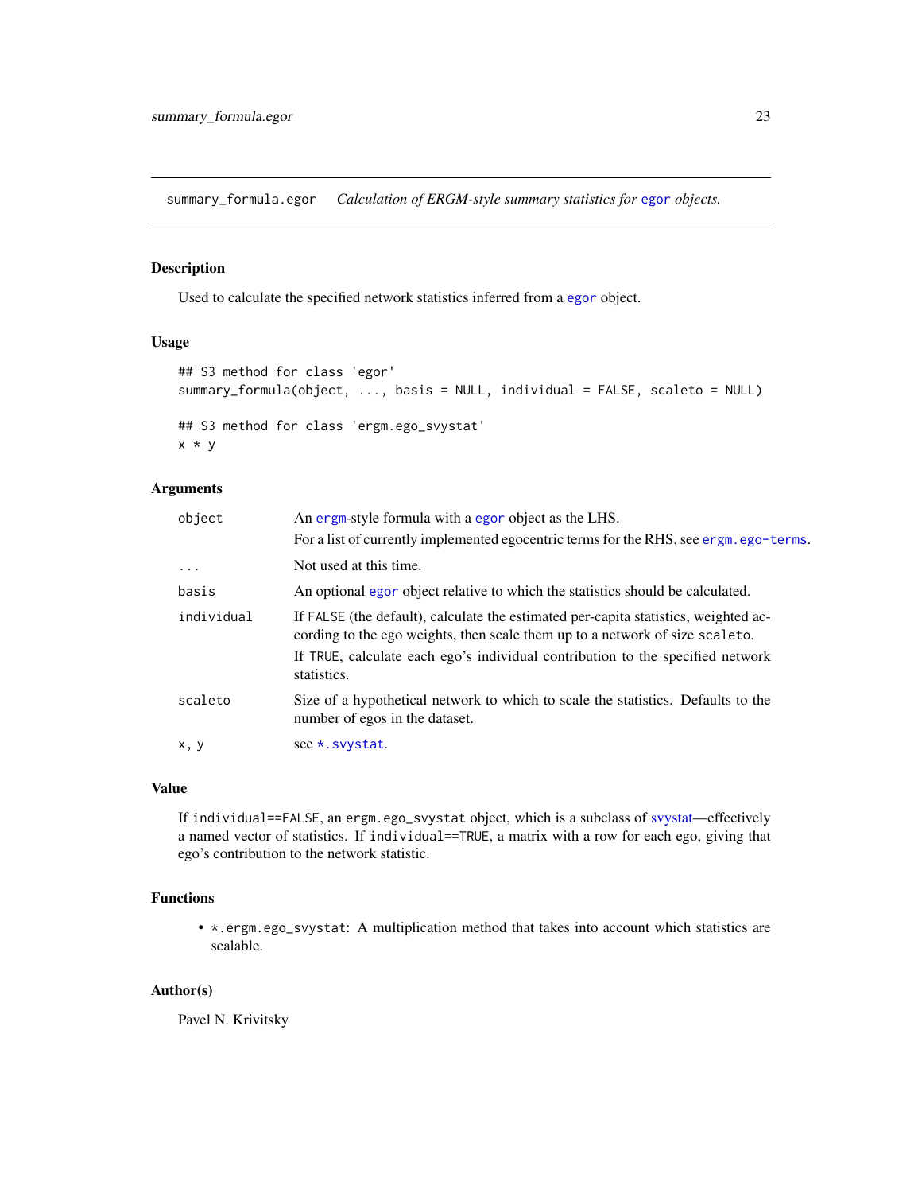## summary_formula.egor — *Calculation of ERGM-style summary statistics for egor objects.*

### Description

Used to calculate the specified network statistics inferred from a egor object.

### Usage

```
## S3 method for class 'egor'
summary_formula(object, ..., basis = NULL, individual = FALSE, scaleto = NULL)

## S3 method for class 'ergm.ego_svystat'
x * y
```

### Arguments

| | |
|---|---|
| object | An ergm-style formula with a egor object as the LHS. For a list of currently implemented egocentric terms for the RHS, see ergm.ego-terms. |
| ... | Not used at this time. |
| basis | An optional egor object relative to which the statistics should be calculated. |
| individual | If FALSE (the default), calculate the estimated per-capita statistics, weighted according to the ego weights, then scale them up to a network of size scaleto. If TRUE, calculate each ego's individual contribution to the specified network statistics. |
| scaleto | Size of a hypothetical network to which to scale the statistics. Defaults to the number of egos in the dataset. |
| x, y | see *.svystat. |

### Value

If individual==FALSE, an ergm.ego_svystat object, which is a subclass of svystat—effectively a named vector of statistics. If individual==TRUE, a matrix with a row for each ego, giving that ego's contribution to the network statistic.

### Functions

- *.ergm.ego_svystat: A multiplication method that takes into account which statistics are scalable.

### Author(s)

Pavel N. Krivitsky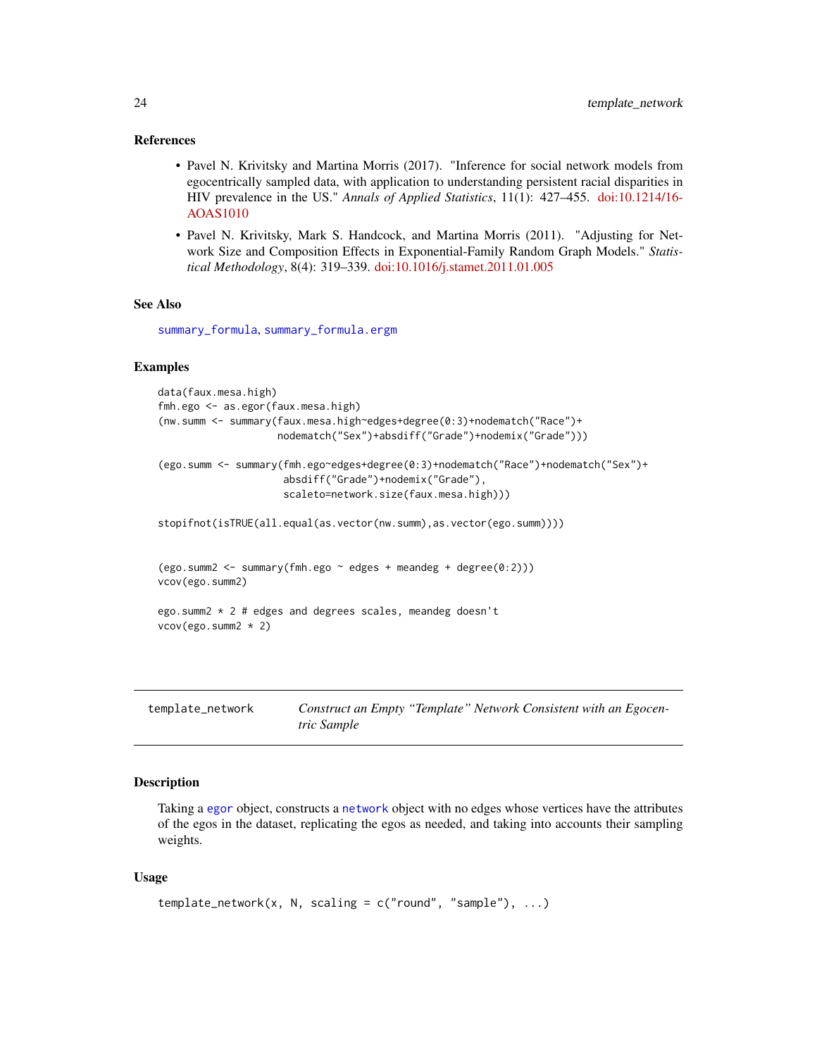### References

- Pavel N. Krivitsky and Martina Morris (2017). "Inference for social network models from egocentrically sampled data, with application to understanding persistent racial disparities in HIV prevalence in the US." *Annals of Applied Statistics*, 11(1): 427–455. doi:10.1214/16-AOAS1010
- Pavel N. Krivitsky, Mark S. Handcock, and Martina Morris (2011). "Adjusting for Network Size and Composition Effects in Exponential-Family Random Graph Models." *Statistical Methodology*, 8(4): 319–339. doi:10.1016/j.stamet.2011.01.005

### See Also

summary_formula, summary_formula.ergm

### Examples

```
data(faux.mesa.high)
fmh.ego <- as.egor(faux.mesa.high)
(nw.summ <- summary(faux.mesa.high~edges+degree(0:3)+nodematch("Race")+
                    nodematch("Sex")+absdiff("Grade")+nodemix("Grade")))

(ego.summ <- summary(fmh.ego~edges+degree(0:3)+nodematch("Race")+nodematch("Sex")+
                     absdiff("Grade")+nodemix("Grade"),
                     scaleto=network.size(faux.mesa.high)))

stopifnot(isTRUE(all.equal(as.vector(nw.summ),as.vector(ego.summ))))


(ego.summ2 <- summary(fmh.ego ~ edges + meandeg + degree(0:2)))
vcov(ego.summ2)

ego.summ2 * 2 # edges and degrees scales, meandeg doesn't
vcov(ego.summ2 * 2)
```

---

## template_network — *Construct an Empty "Template" Network Consistent with an Egocentric Sample*

### Description

Taking a egor object, constructs a network object with no edges whose vertices have the attributes of the egos in the dataset, replicating the egos as needed, and taking into accounts their sampling weights.

### Usage

```
template_network(x, N, scaling = c("round", "sample"), ...)
```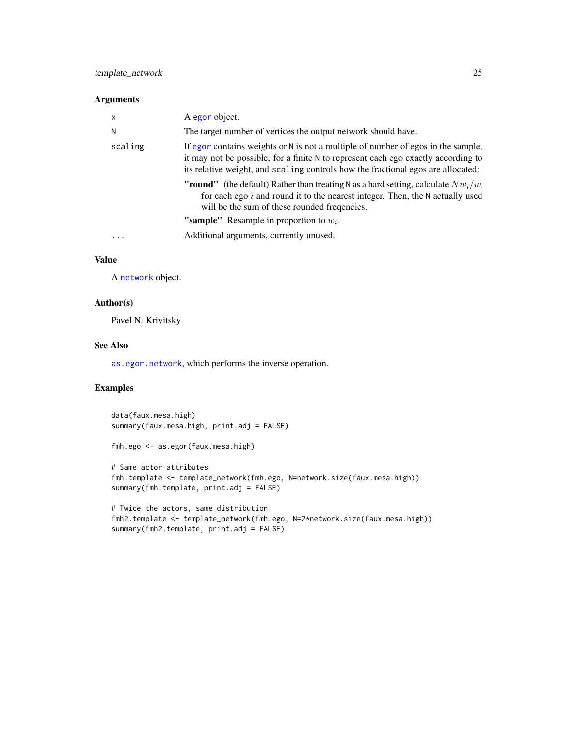### Arguments

| | |
|---|---|
| x | A egor object. |
| N | The target number of vertices the output network should have. |
| scaling | If egor contains weights or N is not a multiple of number of egos in the sample, it may not be possible, for a finite N to represent each ego exactly according to its relative weight, and scaling controls how the fractional egos are allocated: |
| | **"round"** (the default) Rather than treating N as a hard setting, calculate $Nw_i/w.$ for each ego $i$ and round it to the nearest integer. Then, the N actually used will be the sum of these rounded freqencies. |
| | **"sample"** Resample in proportion to $w_i$. |
| ... | Additional arguments, currently unused. |

### Value

A network object.

### Author(s)

Pavel N. Krivitsky

### See Also

as.egor.network, which performs the inverse operation.

### Examples

```
data(faux.mesa.high)
summary(faux.mesa.high, print.adj = FALSE)

fmh.ego <- as.egor(faux.mesa.high)

# Same actor attributes
fmh.template <- template_network(fmh.ego, N=network.size(faux.mesa.high))
summary(fmh.template, print.adj = FALSE)

# Twice the actors, same distribution
fmh2.template <- template_network(fmh.ego, N=2*network.size(faux.mesa.high))
summary(fmh2.template, print.adj = FALSE)
```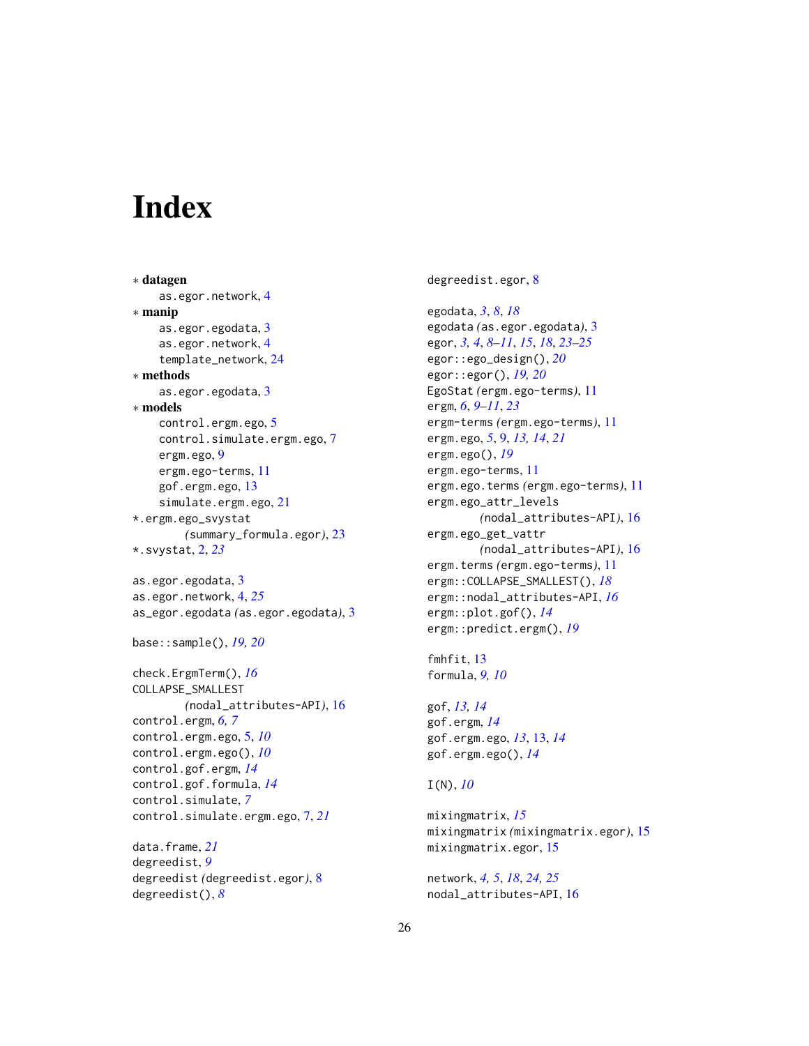# Index

∗ **datagen**
  as.egor.network, 4
∗ **manip**
  as.egor.egodata, 3
  as.egor.network, 4
  template_network, 24
∗ **methods**
  as.egor.egodata, 3
∗ **models**
  control.ergm.ego, 5
  control.simulate.ergm.ego, 7
  ergm.ego, 9
  ergm.ego-terms, 11
  gof.ergm.ego, 13
  simulate.ergm.ego, 21
*.ergm.ego_svystat
  *(summary_formula.egor)*, 23
*.svystat, 2, *23*

as.egor.egodata, 3
as.egor.network, 4, *25*
as_egor.egodata *(as.egor.egodata)*, 3

base::sample(), *19, 20*

check.ErgmTerm(), *16*
COLLAPSE_SMALLEST
  *(nodal_attributes-API)*, 16
control.ergm, *6, 7*
control.ergm.ego, 5, *10*
control.ergm.ego(), *10*
control.gof.ergm, *14*
control.gof.formula, *14*
control.simulate, *7*
control.simulate.ergm.ego, 7, *21*

data.frame, *21*
degreedist, *9*
degreedist *(degreedist.egor)*, 8
degreedist(), *8*

degreedist.egor, 8

egodata, *3*, *8*, *18*
egodata *(as.egor.egodata)*, 3
egor, *3, 4*, *8–11*, *15*, *18*, *23–25*
egor::ego_design(), *20*
egor::egor(), *19, 20*
EgoStat *(ergm.ego-terms)*, 11
ergm, *6*, *9–11*, *23*
ergm-terms *(ergm.ego-terms)*, 11
ergm.ego, *5*, 9, *13, 14*, *21*
ergm.ego(), *19*
ergm.ego-terms, 11
ergm.ego.terms *(ergm.ego-terms)*, 11
ergm.ego_attr_levels
  *(nodal_attributes-API)*, 16
ergm.ego_get_vattr
  *(nodal_attributes-API)*, 16
ergm.terms *(ergm.ego-terms)*, 11
ergm::COLLAPSE_SMALLEST(), *18*
ergm::nodal_attributes-API, *16*
ergm::plot.gof(), *14*
ergm::predict.ergm(), *19*

fmhfit, 13
formula, *9, 10*

gof, *13, 14*
gof.ergm, *14*
gof.ergm.ego, *13*, 13, *14*
gof.ergm.ego(), *14*

I(N), *10*

mixingmatrix, *15*
mixingmatrix *(mixingmatrix.egor)*, 15
mixingmatrix.egor, 15

network, *4, 5*, *18*, *24, 25*
nodal_attributes-API, 16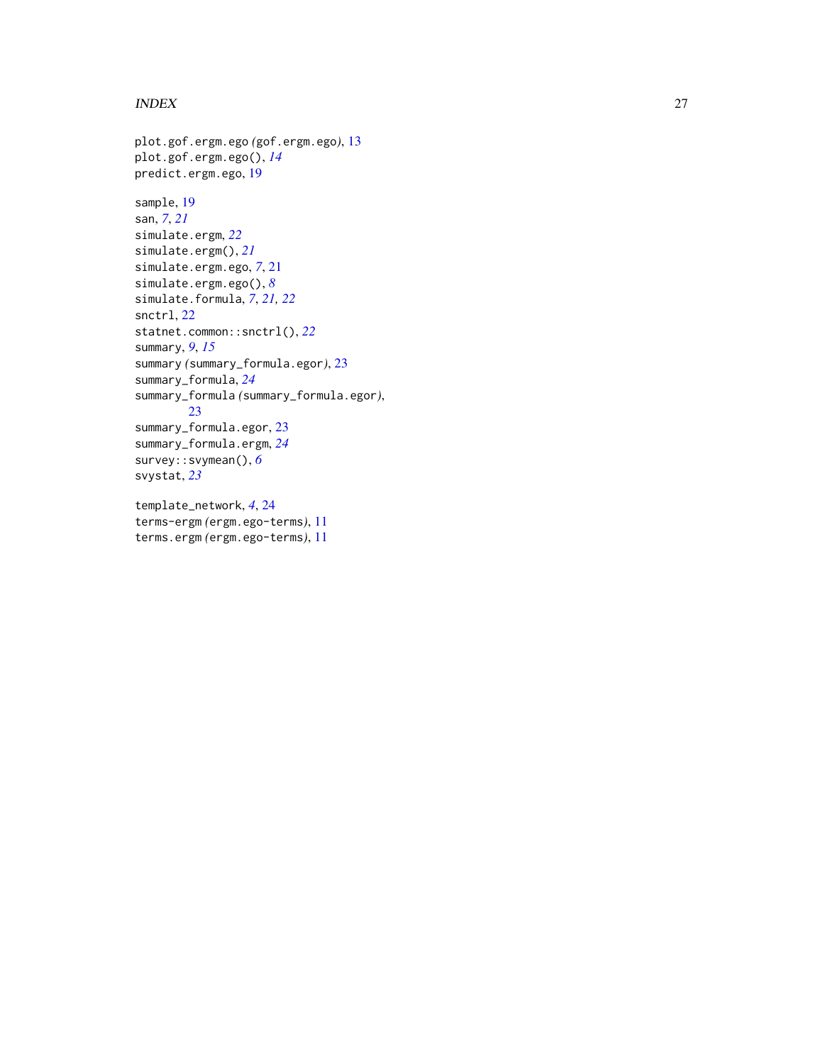plot.gof.ergm.ego *(gof.ergm.ego)*, 13
plot.gof.ergm.ego(), *14*
predict.ergm.ego, 19

sample, 19
san, *7*, *21*
simulate.ergm, *22*
simulate.ergm(), *21*
simulate.ergm.ego, *7*, 21
simulate.ergm.ego(), *8*
simulate.formula, *7*, *21, 22*
snctrl, 22
statnet.common::snctrl(), *22*
summary, *9*, *15*
summary *(summary_formula.egor)*, 23
summary_formula, *24*
summary_formula *(summary_formula.egor)*, 23
summary_formula.egor, 23
summary_formula.ergm, *24*
survey::svymean(), *6*
svystat, *23*

template_network, *4*, 24
terms-ergm *(ergm.ego-terms)*, 11
terms.ergm *(ergm.ego-terms)*, 11